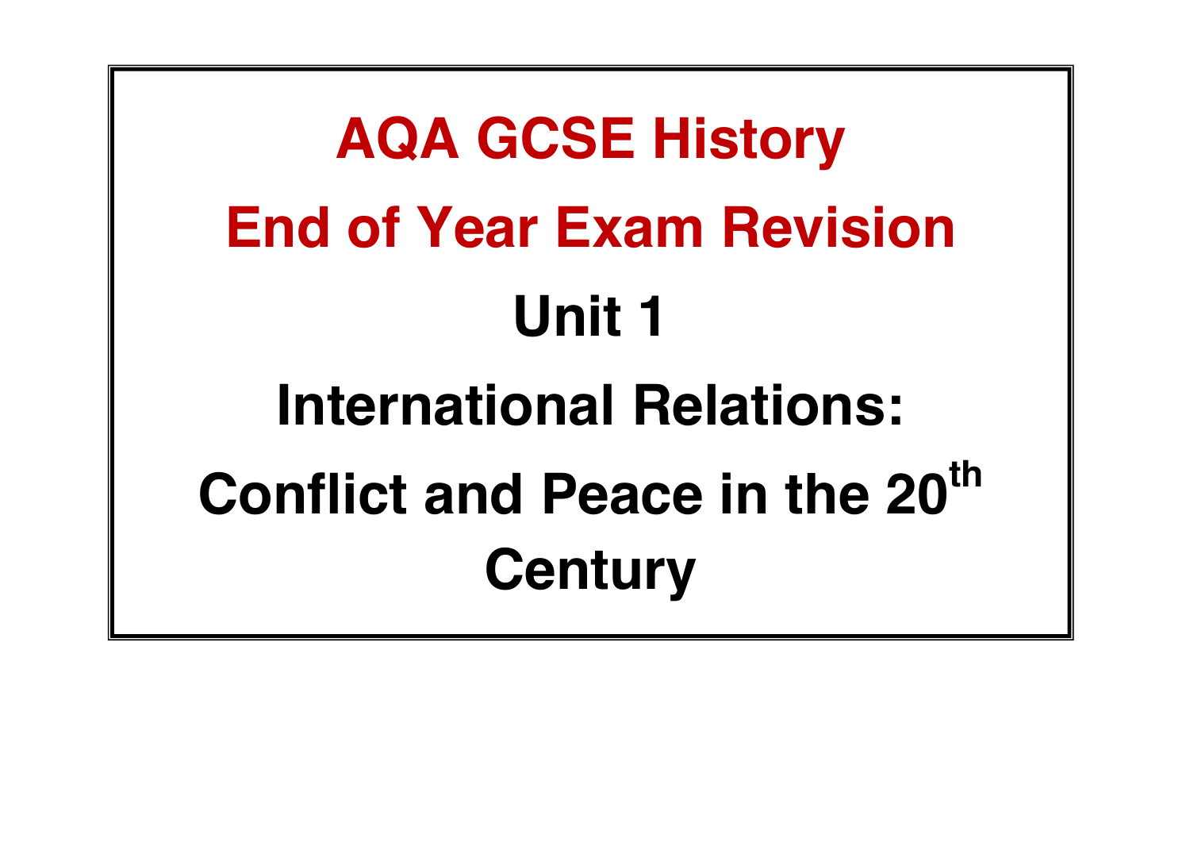# AQA GCSE History

# End of Year Exam Revision

## Unit 1

## International Relations:

## Conflict and Peace in the 20th Century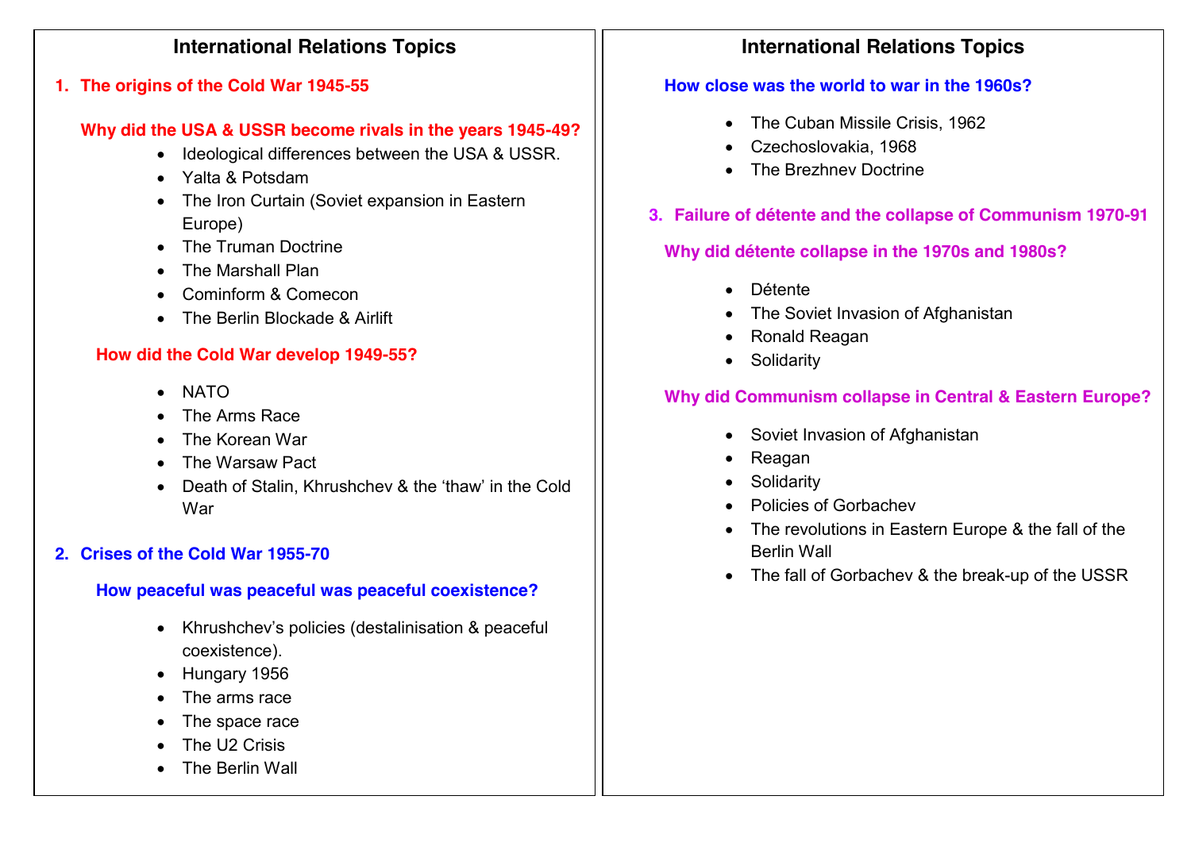## International Relations Topics

### 1. The origins of the Cold War 1945-55

#### Why did the USA & USSR become rivals in the years 1945-49?

- Ideological differences between the USA & USSR.
- Yalta & Potsdam
- The Iron Curtain (Soviet expansion in Eastern Europe)
- The Truman Doctrine
- The Marshall Plan
- Cominform & Comecon
- The Berlin Blockade & Airlift

#### How did the Cold War develop 1949-55?

- NATO
- The Arms Race
- The Korean War
- The Warsaw Pact
- Death of Stalin, Khrushchev & the 'thaw' in the Cold War

### 2. Crises of the Cold War 1955-70

#### How peaceful was peaceful was peaceful coexistence?

- Khrushchev's policies (destalinisation & peaceful coexistence).
- Hungary 1956
- The arms race
- The space race
- The U2 Crisis
- The Berlin Wall

## International Relations Topics

#### How close was the world to war in the 1960s?

- The Cuban Missile Crisis, 1962
- Czechoslovakia, 1968
- The Brezhnev Doctrine

### 3. Failure of détente and the collapse of Communism 1970-91

#### Why did détente collapse in the 1970s and 1980s?

- Détente
- The Soviet Invasion of Afghanistan
- Ronald Reagan
- Solidarity

#### Why did Communism collapse in Central & Eastern Europe?

- Soviet Invasion of Afghanistan
- Reagan
- Solidarity
- Policies of Gorbachev
- The revolutions in Eastern Europe & the fall of the Berlin Wall
- The fall of Gorbachev & the break-up of the USSR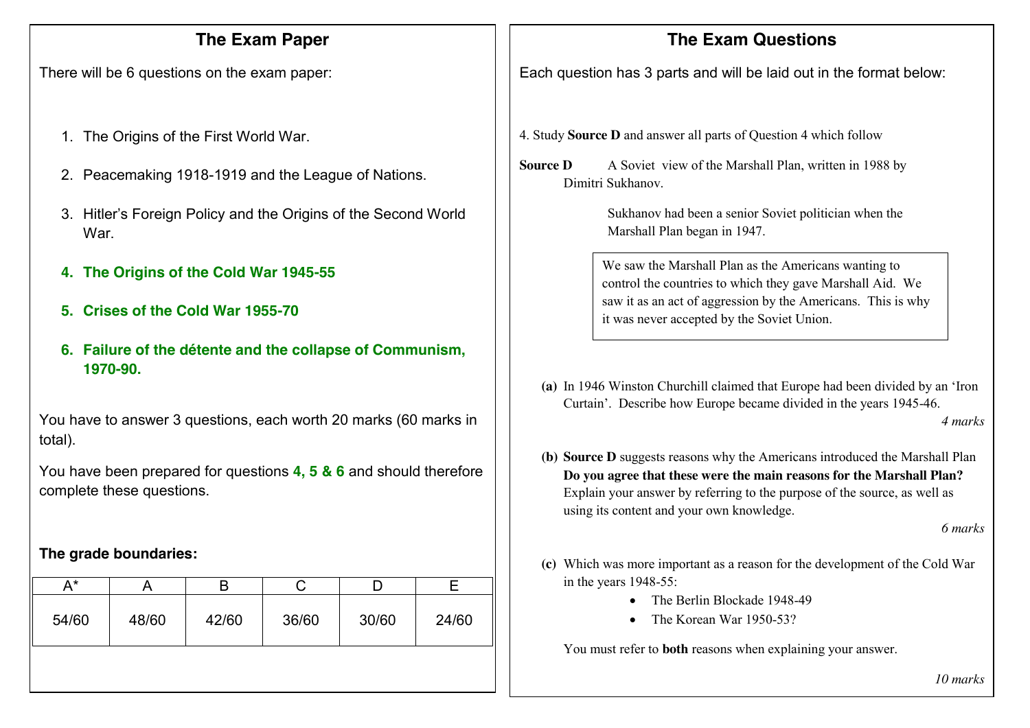## The Exam Paper

There will be 6 questions on the exam paper:

1. The Origins of the First World War.
2. Peacemaking 1918-1919 and the League of Nations.
3. Hitler's Foreign Policy and the Origins of the Second World War.
4. **The Origins of the Cold War 1945-55**
5. **Crises of the Cold War 1955-70**
6. **Failure of the détente and the collapse of Communism, 1970-90.**

You have to answer 3 questions, each worth 20 marks (60 marks in total).

You have been prepared for questions **4, 5 & 6** and should therefore complete these questions.

**The grade boundaries:**

| A* | A | B | C | D | E |
|---|---|---|---|---|---|
| 54/60 | 48/60 | 42/60 | 36/60 | 30/60 | 24/60 |

## The Exam Questions

Each question has 3 parts and will be laid out in the format below:

4. Study **Source D** and answer all parts of Question 4 which follow

**Source D** A Soviet view of the Marshall Plan, written in 1988 by Dimitri Sukhanov.

Sukhanov had been a senior Soviet politician when the Marshall Plan began in 1947.

> We saw the Marshall Plan as the Americans wanting to control the countries to which they gave Marshall Aid. We saw it as an act of aggression by the Americans. This is why it was never accepted by the Soviet Union.

**(a)** In 1946 Winston Churchill claimed that Europe had been divided by an 'Iron Curtain'. Describe how Europe became divided in the years 1945-46.

*4 marks*

**(b)** **Source D** suggests reasons why the Americans introduced the Marshall Plan **Do you agree that these were the main reasons for the Marshall Plan?** Explain your answer by referring to the purpose of the source, as well as using its content and your own knowledge.

*6 marks*

**(c)** Which was more important as a reason for the development of the Cold War in the years 1948-55:

- The Berlin Blockade 1948-49
- The Korean War 1950-53?

You must refer to **both** reasons when explaining your answer.

*10 marks*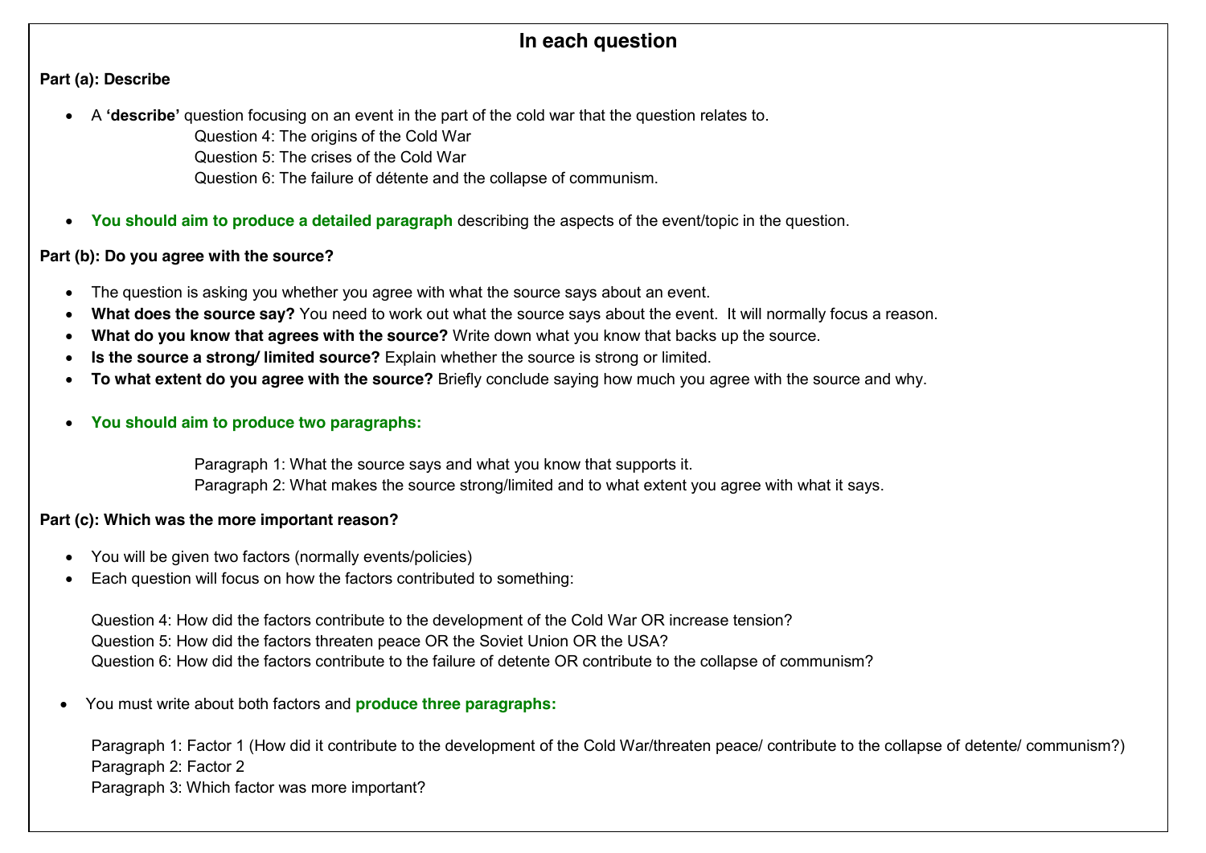# In each question

**Part (a): Describe**

- A **'describe'** question focusing on an event in the part of the cold war that the question relates to.

  Question 4: The origins of the Cold War
  Question 5: The crises of the Cold War
  Question 6: The failure of détente and the collapse of communism.

- **You should aim to produce a detailed paragraph** describing the aspects of the event/topic in the question.

**Part (b): Do you agree with the source?**

- The question is asking you whether you agree with what the source says about an event.
- **What does the source say?** You need to work out what the source says about the event. It will normally focus a reason.
- **What do you know that agrees with the source?** Write down what you know that backs up the source.
- **Is the source a strong/ limited source?** Explain whether the source is strong or limited.
- **To what extent do you agree with the source?** Briefly conclude saying how much you agree with the source and why.

- **You should aim to produce two paragraphs:**

  Paragraph 1: What the source says and what you know that supports it.
  Paragraph 2: What makes the source strong/limited and to what extent you agree with what it says.

**Part (c): Which was the more important reason?**

- You will be given two factors (normally events/policies)
- Each question will focus on how the factors contributed to something:

  Question 4: How did the factors contribute to the development of the Cold War OR increase tension?
  Question 5: How did the factors threaten peace OR the Soviet Union OR the USA?
  Question 6: How did the factors contribute to the failure of detente OR contribute to the collapse of communism?

- You must write about both factors and **produce three paragraphs:**

  Paragraph 1: Factor 1 (How did it contribute to the development of the Cold War/threaten peace/ contribute to the collapse of detente/ communism?)
  Paragraph 2: Factor 2
  Paragraph 3: Which factor was more important?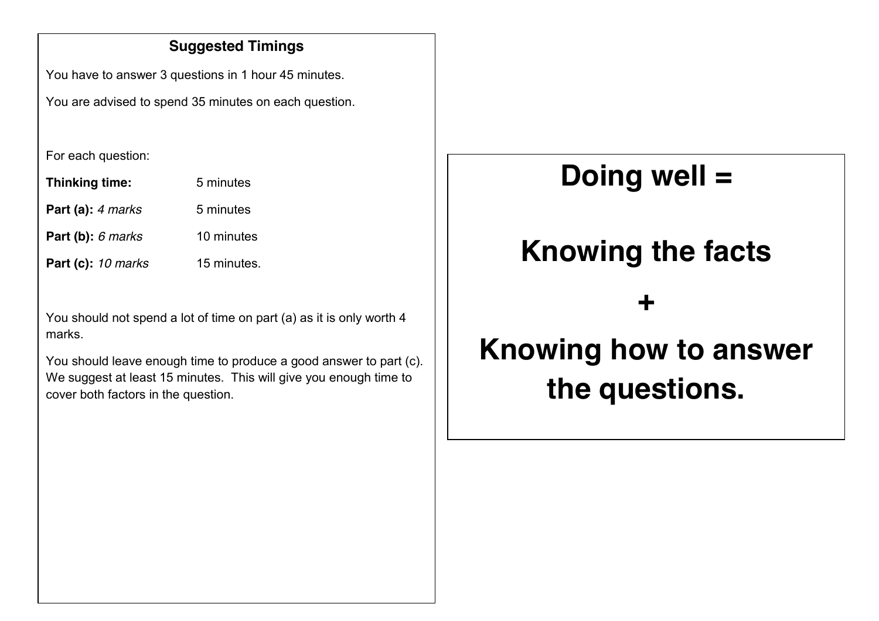## Suggested Timings

You have to answer 3 questions in 1 hour 45 minutes.

You are advised to spend 35 minutes on each question.

For each question:

| | |
|---|---|
| **Thinking time:** | 5 minutes |
| **Part (a):** *4 marks* | 5 minutes |
| **Part (b):** *6 marks* | 10 minutes |
| **Part (c):** *10 marks* | 15 minutes. |

You should not spend a lot of time on part (a) as it is only worth 4 marks.

You should leave enough time to produce a good answer to part (c). We suggest at least 15 minutes. This will give you enough time to cover both factors in the question.

# Doing well =

# Knowing the facts

# +

# Knowing how to answer the questions.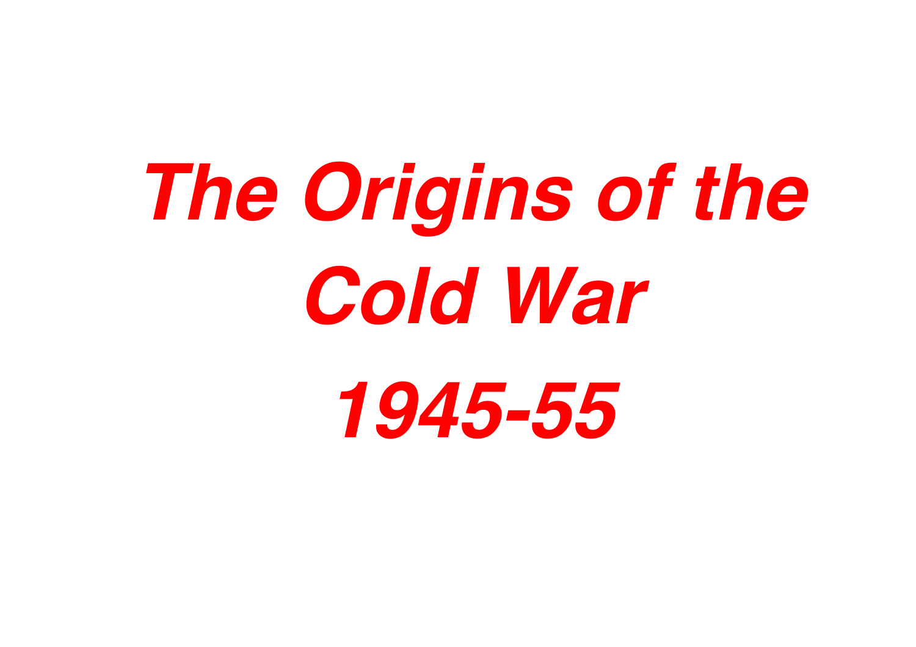# *The Origins of the Cold War 1945-55*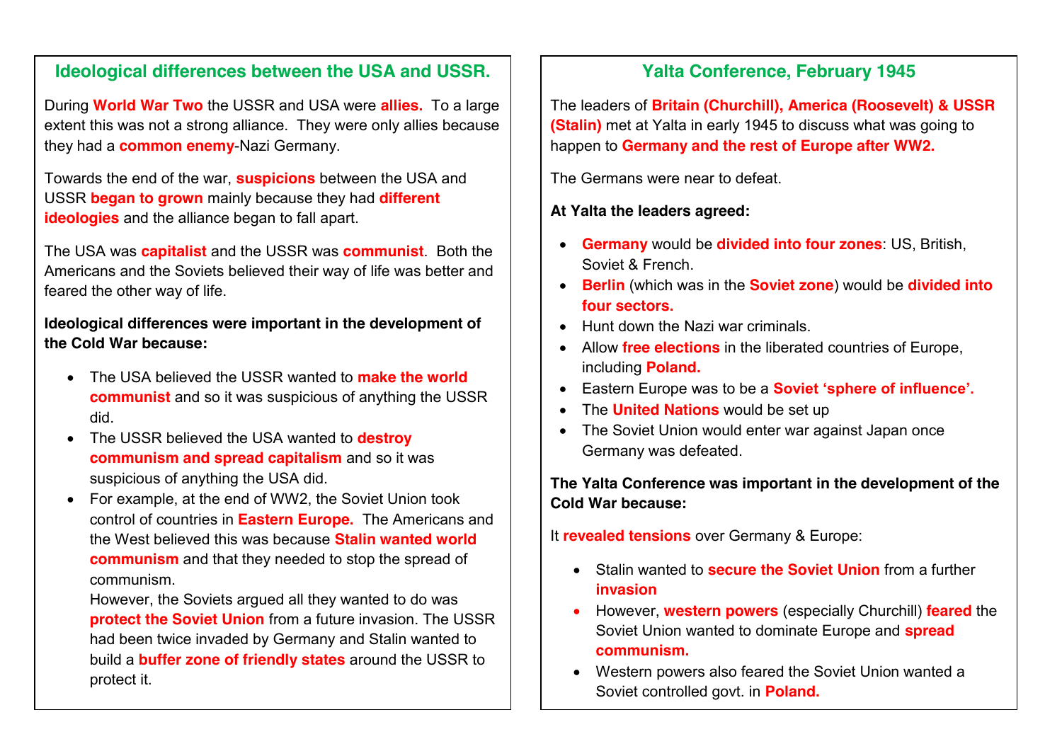## Ideological differences between the USA and USSR.

During **World War Two** the USSR and USA were **allies.** To a large extent this was not a strong alliance. They were only allies because they had a **common enemy**-Nazi Germany.

Towards the end of the war, **suspicions** between the USA and USSR **began to grown** mainly because they had **different ideologies** and the alliance began to fall apart.

The USA was **capitalist** and the USSR was **communist**. Both the Americans and the Soviets believed their way of life was better and feared the other way of life.

**Ideological differences were important in the development of the Cold War because:**

- The USA believed the USSR wanted to **make the world communist** and so it was suspicious of anything the USSR did.
- The USSR believed the USA wanted to **destroy communism and spread capitalism** and so it was suspicious of anything the USA did.
- For example, at the end of WW2, the Soviet Union took control of countries in **Eastern Europe.** The Americans and the West believed this was because **Stalin wanted world communism** and that they needed to stop the spread of communism.
  However, the Soviets argued all they wanted to do was **protect the Soviet Union** from a future invasion. The USSR had been twice invaded by Germany and Stalin wanted to build a **buffer zone of friendly states** around the USSR to protect it.

## Yalta Conference, February 1945

The leaders of **Britain (Churchill), America (Roosevelt) & USSR (Stalin)** met at Yalta in early 1945 to discuss what was going to happen to **Germany and the rest of Europe after WW2.**

The Germans were near to defeat.

**At Yalta the leaders agreed:**

- **Germany** would be **divided into four zones**: US, British, Soviet & French.
- **Berlin** (which was in the **Soviet zone**) would be **divided into four sectors.**
- Hunt down the Nazi war criminals.
- Allow **free elections** in the liberated countries of Europe, including **Poland.**
- Eastern Europe was to be a **Soviet 'sphere of influence'.**
- The **United Nations** would be set up
- The Soviet Union would enter war against Japan once Germany was defeated.

**The Yalta Conference was important in the development of the Cold War because:**

It **revealed tensions** over Germany & Europe:

- Stalin wanted to **secure the Soviet Union** from a further **invasion**
- However, **western powers** (especially Churchill) **feared** the Soviet Union wanted to dominate Europe and **spread communism.**
- Western powers also feared the Soviet Union wanted a Soviet controlled govt. in **Poland.**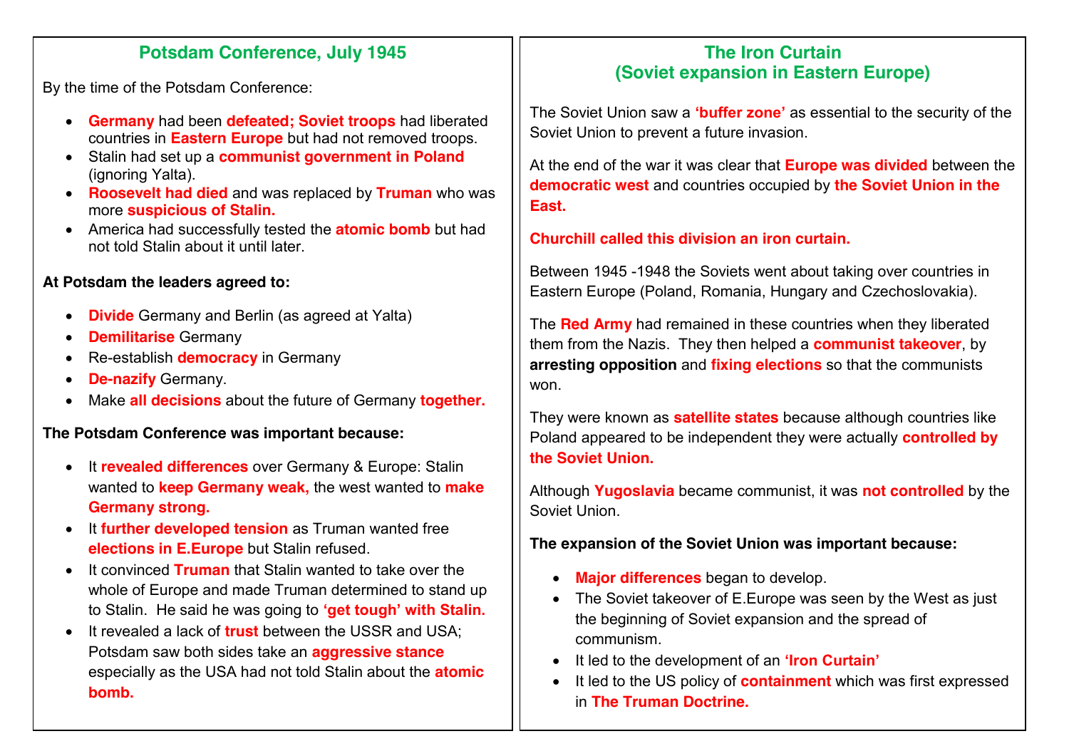## Potsdam Conference, July 1945

By the time of the Potsdam Conference:

- **Germany** had been **defeated; Soviet troops** had liberated countries in **Eastern Europe** but had not removed troops.
- Stalin had set up a **communist government in Poland** (ignoring Yalta).
- **Roosevelt had died** and was replaced by **Truman** who was more **suspicious of Stalin.**
- America had successfully tested the **atomic bomb** but had not told Stalin about it until later.

**At Potsdam the leaders agreed to:**

- **Divide** Germany and Berlin (as agreed at Yalta)
- **Demilitarise** Germany
- Re-establish **democracy** in Germany
- **De-nazify** Germany.
- Make **all decisions** about the future of Germany **together.**

**The Potsdam Conference was important because:**

- It **revealed differences** over Germany & Europe: Stalin wanted to **keep Germany weak,** the west wanted to **make Germany strong.**
- It **further developed tension** as Truman wanted free **elections in E.Europe** but Stalin refused.
- It convinced **Truman** that Stalin wanted to take over the whole of Europe and made Truman determined to stand up to Stalin. He said he was going to **'get tough' with Stalin.**
- It revealed a lack of **trust** between the USSR and USA; Potsdam saw both sides take an **aggressive stance** especially as the USA had not told Stalin about the **atomic bomb.**

## The Iron Curtain
## (Soviet expansion in Eastern Europe)

The Soviet Union saw a **'buffer zone'** as essential to the security of the Soviet Union to prevent a future invasion.

At the end of the war it was clear that **Europe was divided** between the **democratic west** and countries occupied by **the Soviet Union in the East.**

**Churchill called this division an iron curtain.**

Between 1945 -1948 the Soviets went about taking over countries in Eastern Europe (Poland, Romania, Hungary and Czechoslovakia).

The **Red Army** had remained in these countries when they liberated them from the Nazis. They then helped a **communist takeover**, by **arresting opposition** and **fixing elections** so that the communists won.

They were known as **satellite states** because although countries like Poland appeared to be independent they were actually **controlled by the Soviet Union.**

Although **Yugoslavia** became communist, it was **not controlled** by the Soviet Union.

**The expansion of the Soviet Union was important because:**

- **Major differences** began to develop.
- The Soviet takeover of E.Europe was seen by the West as just the beginning of Soviet expansion and the spread of communism.
- It led to the development of an **'Iron Curtain'**
- It led to the US policy of **containment** which was first expressed in **The Truman Doctrine.**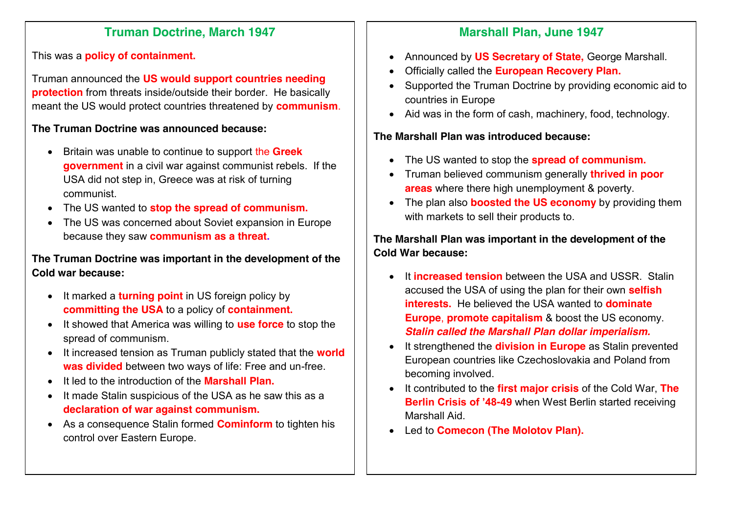## Truman Doctrine, March 1947

This was a **policy of containment.**

Truman announced the **US would support countries needing protection** from threats inside/outside their border. He basically meant the US would protect countries threatened by **communism**.

**The Truman Doctrine was announced because:**

- Britain was unable to continue to support the **Greek government** in a civil war against communist rebels. If the USA did not step in, Greece was at risk of turning communist.
- The US wanted to **stop the spread of communism.**
- The US was concerned about Soviet expansion in Europe because they saw **communism as a threat.**

**The Truman Doctrine was important in the development of the Cold war because:**

- It marked a **turning point** in US foreign policy by **committing the USA** to a policy of **containment.**
- It showed that America was willing to **use force** to stop the spread of communism.
- It increased tension as Truman publicly stated that the **world was divided** between two ways of life: Free and un-free.
- It led to the introduction of the **Marshall Plan.**
- It made Stalin suspicious of the USA as he saw this as a **declaration of war against communism.**
- As a consequence Stalin formed **Cominform** to tighten his control over Eastern Europe.

## Marshall Plan, June 1947

- Announced by **US Secretary of State,** George Marshall.
- Officially called the **European Recovery Plan.**
- Supported the Truman Doctrine by providing economic aid to countries in Europe
- Aid was in the form of cash, machinery, food, technology.

**The Marshall Plan was introduced because:**

- The US wanted to stop the **spread of communism.**
- Truman believed communism generally **thrived in poor areas** where there high unemployment & poverty.
- The plan also **boosted the US economy** by providing them with markets to sell their products to.

**The Marshall Plan was important in the development of the Cold War because:**

- It **increased tension** between the USA and USSR. Stalin accused the USA of using the plan for their own **selfish interests.** He believed the USA wanted to **dominate Europe**, **promote capitalism** & boost the US economy. ***Stalin called the Marshall Plan dollar imperialism.***
- It strengthened the **division in Europe** as Stalin prevented European countries like Czechoslovakia and Poland from becoming involved.
- It contributed to the **first major crisis** of the Cold War, **The Berlin Crisis of '48-49** when West Berlin started receiving Marshall Aid.
- Led to **Comecon (The Molotov Plan).**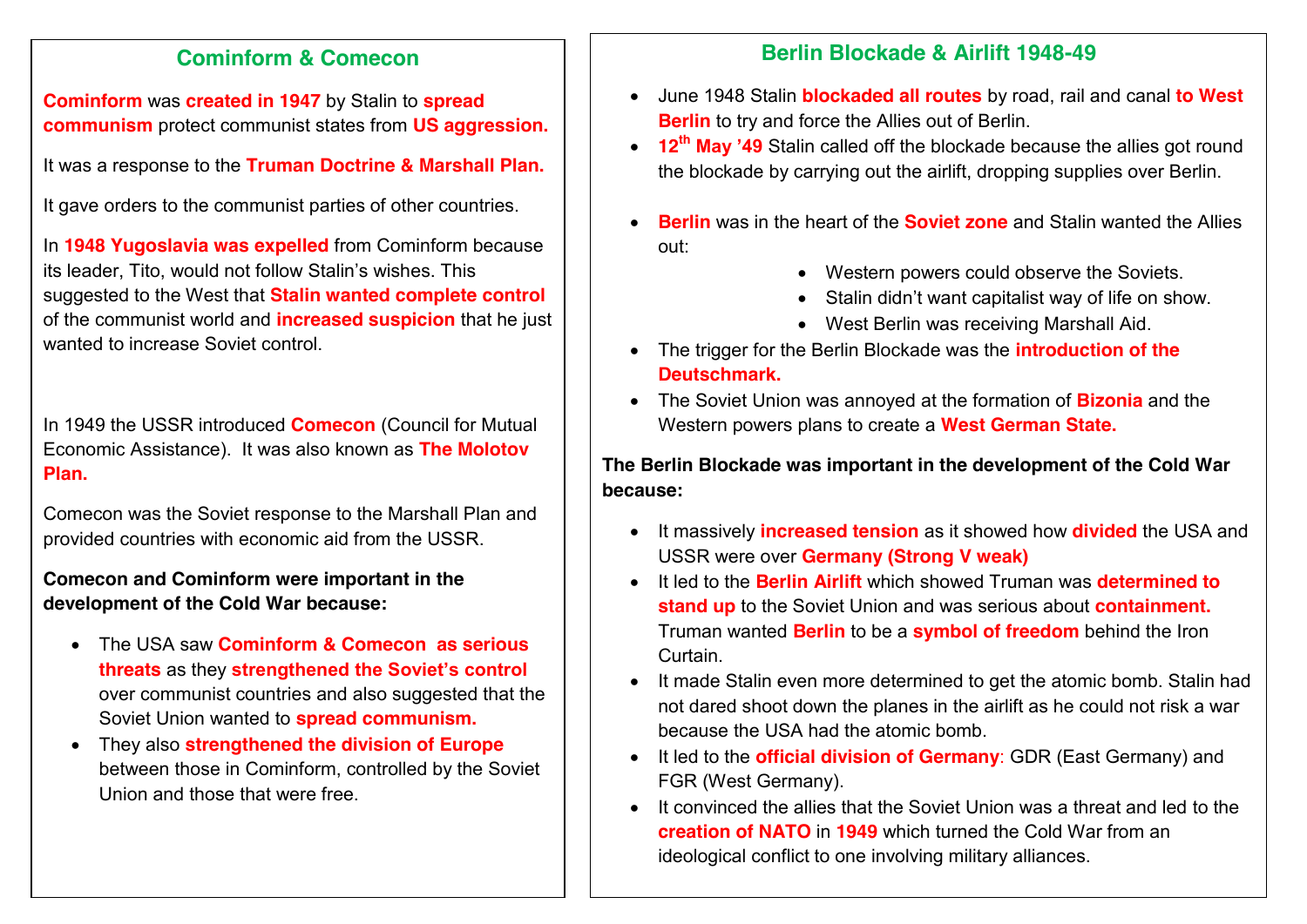## Cominform & Comecon

**Cominform** was **created in 1947** by Stalin to **spread communism** protect communist states from **US aggression.**

It was a response to the **Truman Doctrine & Marshall Plan.**

It gave orders to the communist parties of other countries.

In **1948 Yugoslavia was expelled** from Cominform because its leader, Tito, would not follow Stalin's wishes. This suggested to the West that **Stalin wanted complete control** of the communist world and **increased suspicion** that he just wanted to increase Soviet control.

In 1949 the USSR introduced **Comecon** (Council for Mutual Economic Assistance). It was also known as **The Molotov Plan.**

Comecon was the Soviet response to the Marshall Plan and provided countries with economic aid from the USSR.

**Comecon and Cominform were important in the development of the Cold War because:**

- The USA saw **Cominform & Comecon as serious threats** as they **strengthened the Soviet's control** over communist countries and also suggested that the Soviet Union wanted to **spread communism.**
- They also **strengthened the division of Europe** between those in Cominform, controlled by the Soviet Union and those that were free.

## Berlin Blockade & Airlift 1948-49

- June 1948 Stalin **blockaded all routes** by road, rail and canal **to West Berlin** to try and force the Allies out of Berlin.
- **12th May '49** Stalin called off the blockade because the allies got round the blockade by carrying out the airlift, dropping supplies over Berlin.
- **Berlin** was in the heart of the **Soviet zone** and Stalin wanted the Allies out:
  - Western powers could observe the Soviets.
  - Stalin didn't want capitalist way of life on show.
  - West Berlin was receiving Marshall Aid.
- The trigger for the Berlin Blockade was the **introduction of the Deutschmark.**
- The Soviet Union was annoyed at the formation of **Bizonia** and the Western powers plans to create a **West German State.**

**The Berlin Blockade was important in the development of the Cold War because:**

- It massively **increased tension** as it showed how **divided** the USA and USSR were over **Germany (Strong V weak)**
- It led to the **Berlin Airlift** which showed Truman was **determined to stand up** to the Soviet Union and was serious about **containment.** Truman wanted **Berlin** to be a **symbol of freedom** behind the Iron Curtain.
- It made Stalin even more determined to get the atomic bomb. Stalin had not dared shoot down the planes in the airlift as he could not risk a war because the USA had the atomic bomb.
- It led to the **official division of Germany**: GDR (East Germany) and FGR (West Germany).
- It convinced the allies that the Soviet Union was a threat and led to the **creation of NATO** in **1949** which turned the Cold War from an ideological conflict to one involving military alliances.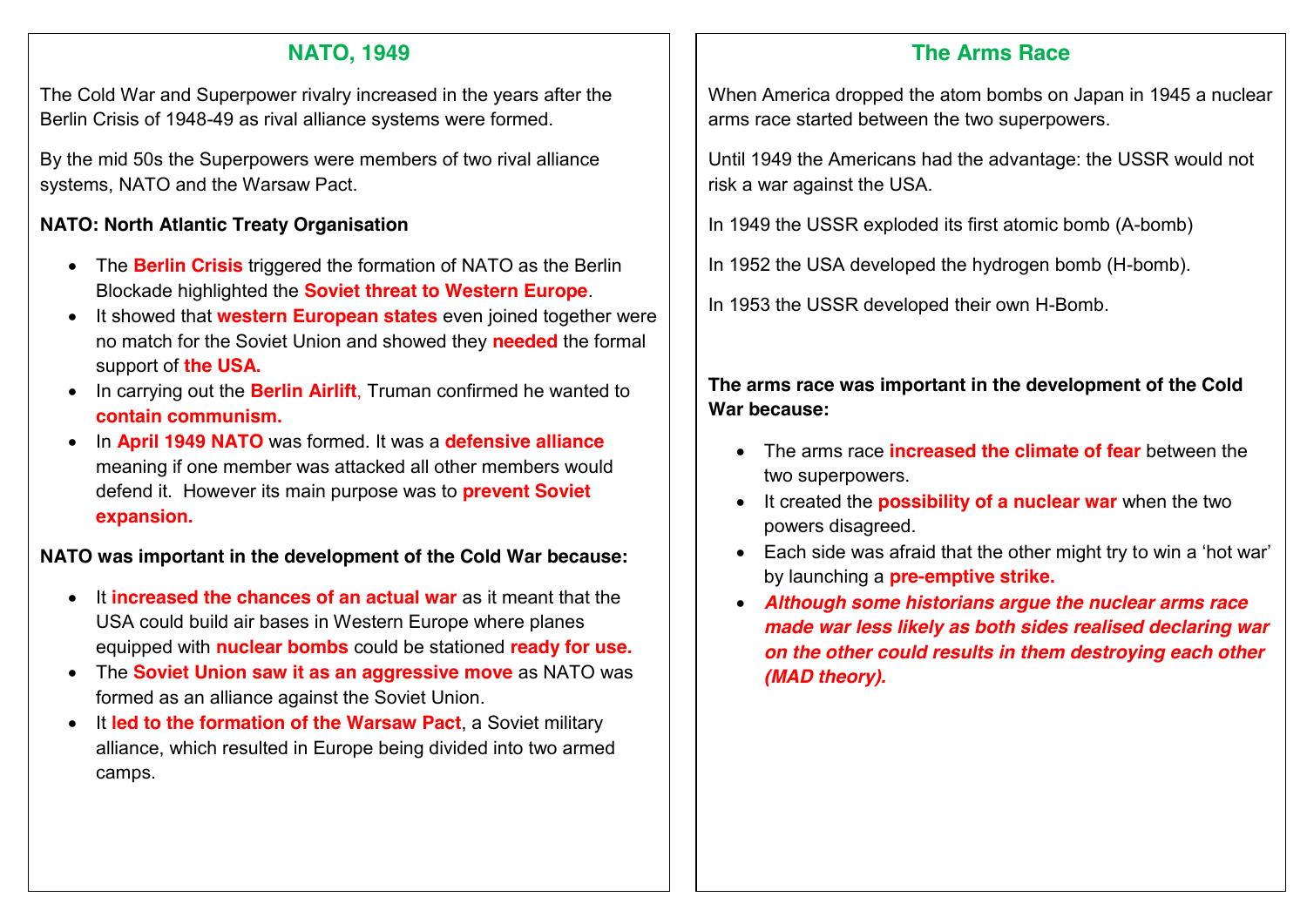## NATO, 1949

The Cold War and Superpower rivalry increased in the years after the Berlin Crisis of 1948-49 as rival alliance systems were formed.

By the mid 50s the Superpowers were members of two rival alliance systems, NATO and the Warsaw Pact.

**NATO: North Atlantic Treaty Organisation**

- The **Berlin Crisis** triggered the formation of NATO as the Berlin Blockade highlighted the **Soviet threat to Western Europe**.
- It showed that **western European states** even joined together were no match for the Soviet Union and showed they **needed** the formal support of **the USA.**
- In carrying out the **Berlin Airlift**, Truman confirmed he wanted to **contain communism.**
- In **April 1949 NATO** was formed. It was a **defensive alliance** meaning if one member was attacked all other members would defend it. However its main purpose was to **prevent Soviet expansion.**

**NATO was important in the development of the Cold War because:**

- It **increased the chances of an actual war** as it meant that the USA could build air bases in Western Europe where planes equipped with **nuclear bombs** could be stationed **ready for use.**
- The **Soviet Union saw it as an aggressive move** as NATO was formed as an alliance against the Soviet Union.
- It **led to the formation of the Warsaw Pact**, a Soviet military alliance, which resulted in Europe being divided into two armed camps.

## The Arms Race

When America dropped the atom bombs on Japan in 1945 a nuclear arms race started between the two superpowers.

Until 1949 the Americans had the advantage: the USSR would not risk a war against the USA.

In 1949 the USSR exploded its first atomic bomb (A-bomb)

In 1952 the USA developed the hydrogen bomb (H-bomb).

In 1953 the USSR developed their own H-Bomb.

**The arms race was important in the development of the Cold War because:**

- The arms race **increased the climate of fear** between the two superpowers.
- It created the **possibility of a nuclear war** when the two powers disagreed.
- Each side was afraid that the other might try to win a 'hot war' by launching a **pre-emptive strike.**
- ***Although some historians argue the nuclear arms race made war less likely as both sides realised declaring war on the other could results in them destroying each other (MAD theory).***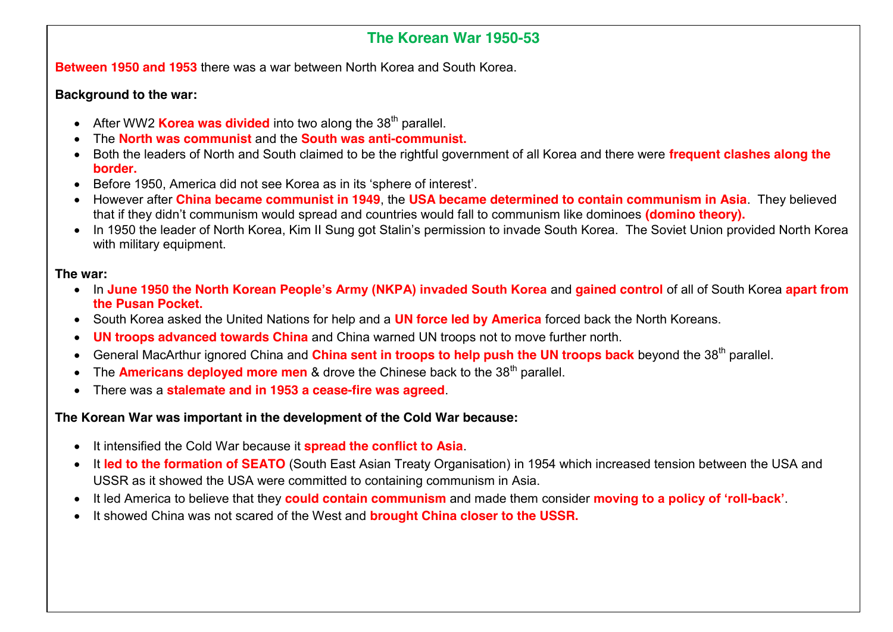# The Korean War 1950-53

**Between 1950 and 1953** there was a war between North Korea and South Korea.

**Background to the war:**

- After WW2 **Korea was divided** into two along the 38th parallel.
- The **North was communist** and the **South was anti-communist.**
- Both the leaders of North and South claimed to be the rightful government of all Korea and there were **frequent clashes along the border.**
- Before 1950, America did not see Korea as in its 'sphere of interest'.
- However after **China became communist in 1949**, the **USA became determined to contain communism in Asia**. They believed that if they didn't communism would spread and countries would fall to communism like dominoes **(domino theory).**
- In 1950 the leader of North Korea, Kim Il Sung got Stalin's permission to invade South Korea. The Soviet Union provided North Korea with military equipment.

**The war:**

- In **June 1950 the North Korean People's Army (NKPA) invaded South Korea** and **gained control** of all of South Korea **apart from the Pusan Pocket.**
- South Korea asked the United Nations for help and a **UN force led by America** forced back the North Koreans.
- **UN troops advanced towards China** and China warned UN troops not to move further north.
- General MacArthur ignored China and **China sent in troops to help push the UN troops back** beyond the 38th parallel.
- The **Americans deployed more men** & drove the Chinese back to the 38th parallel.
- There was a **stalemate and in 1953 a cease-fire was agreed**.

**The Korean War was important in the development of the Cold War because:**

- It intensified the Cold War because it **spread the conflict to Asia**.
- It **led to the formation of SEATO** (South East Asian Treaty Organisation) in 1954 which increased tension between the USA and USSR as it showed the USA were committed to containing communism in Asia.
- It led America to believe that they **could contain communism** and made them consider **moving to a policy of 'roll-back'**.
- It showed China was not scared of the West and **brought China closer to the USSR.**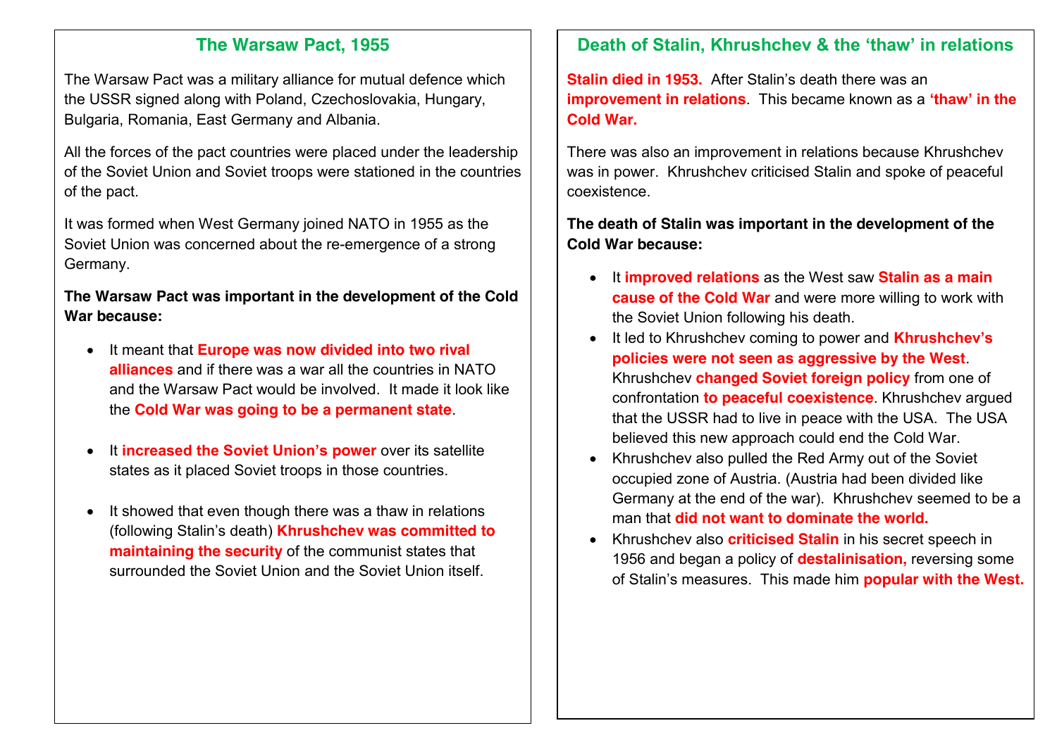## The Warsaw Pact, 1955

The Warsaw Pact was a military alliance for mutual defence which the USSR signed along with Poland, Czechoslovakia, Hungary, Bulgaria, Romania, East Germany and Albania.

All the forces of the pact countries were placed under the leadership of the Soviet Union and Soviet troops were stationed in the countries of the pact.

It was formed when West Germany joined NATO in 1955 as the Soviet Union was concerned about the re-emergence of a strong Germany.

**The Warsaw Pact was important in the development of the Cold War because:**

- It meant that **Europe was now divided into two rival alliances** and if there was a war all the countries in NATO and the Warsaw Pact would be involved. It made it look like the **Cold War was going to be a permanent state**.
- It **increased the Soviet Union's power** over its satellite states as it placed Soviet troops in those countries.
- It showed that even though there was a thaw in relations (following Stalin's death) **Khrushchev was committed to maintaining the security** of the communist states that surrounded the Soviet Union and the Soviet Union itself.

## Death of Stalin, Khrushchev & the 'thaw' in relations

**Stalin died in 1953.** After Stalin's death there was an **improvement in relations**. This became known as a **'thaw' in the Cold War.**

There was also an improvement in relations because Khrushchev was in power. Khrushchev criticised Stalin and spoke of peaceful coexistence.

**The death of Stalin was important in the development of the Cold War because:**

- It **improved relations** as the West saw **Stalin as a main cause of the Cold War** and were more willing to work with the Soviet Union following his death.
- It led to Khrushchev coming to power and **Khrushchev's policies were not seen as aggressive by the West**. Khrushchev **changed Soviet foreign policy** from one of confrontation **to peaceful coexistence**. Khrushchev argued that the USSR had to live in peace with the USA. The USA believed this new approach could end the Cold War.
- Khrushchev also pulled the Red Army out of the Soviet occupied zone of Austria. (Austria had been divided like Germany at the end of the war). Khrushchev seemed to be a man that **did not want to dominate the world.**
- Khrushchev also **criticised Stalin** in his secret speech in 1956 and began a policy of **destalinisation,** reversing some of Stalin's measures. This made him **popular with the West.**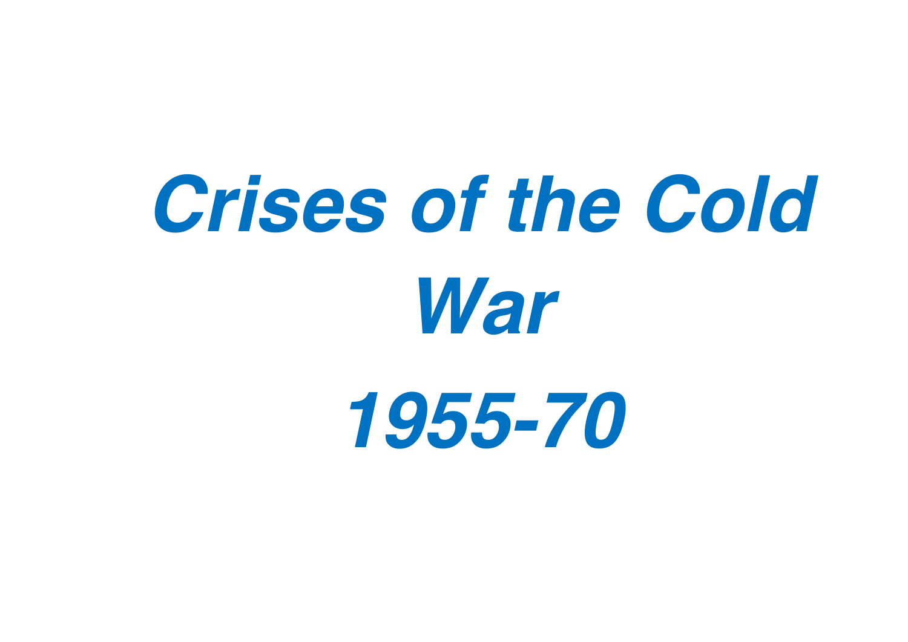# *Crises of the Cold War 1955-70*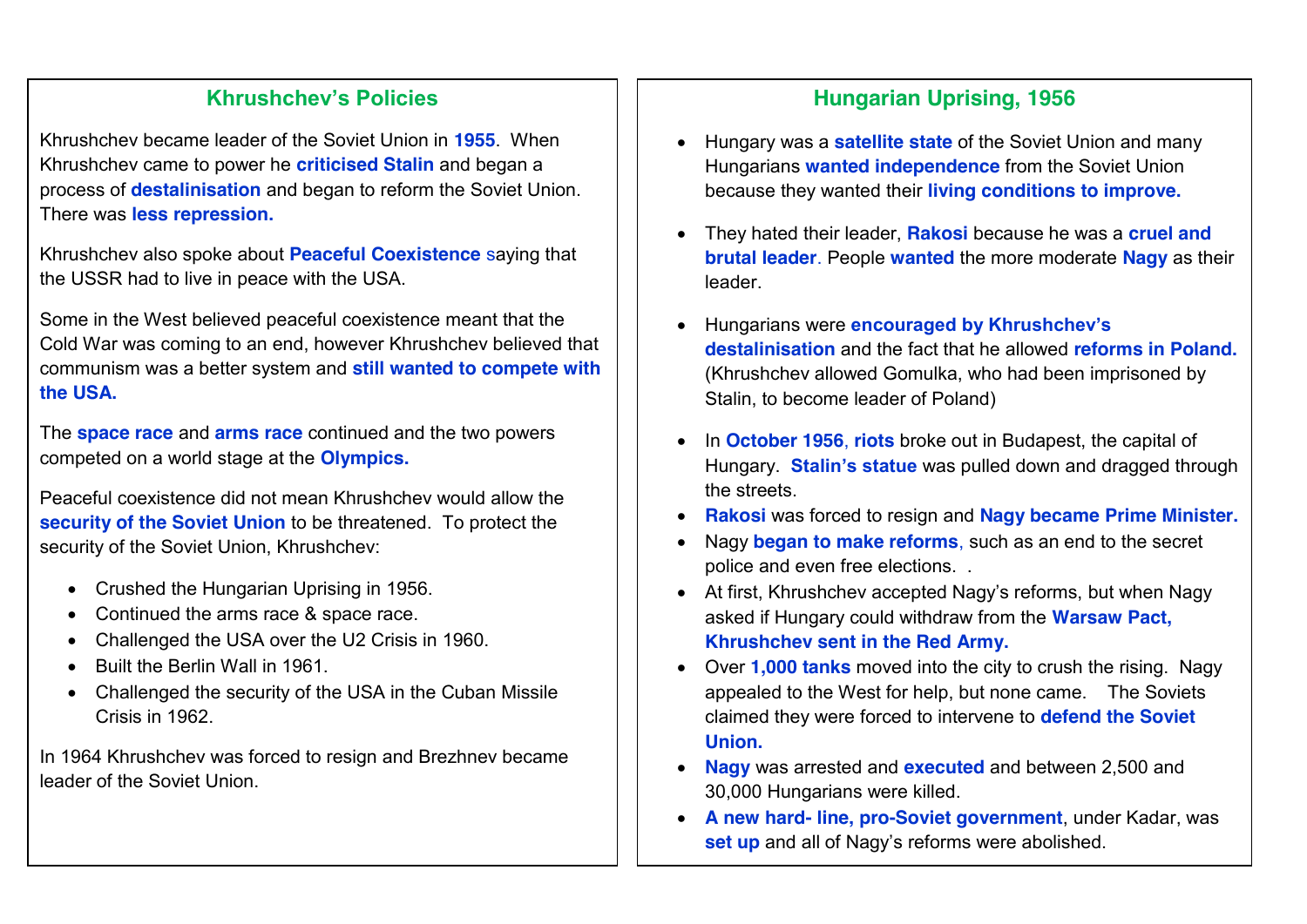## Khrushchev's Policies

Khrushchev became leader of the Soviet Union in **1955**. When Khrushchev came to power he **criticised Stalin** and began a process of **destalinisation** and began to reform the Soviet Union. There was **less repression.**

Khrushchev also spoke about **Peaceful Coexistence** saying that the USSR had to live in peace with the USA.

Some in the West believed peaceful coexistence meant that the Cold War was coming to an end, however Khrushchev believed that communism was a better system and **still wanted to compete with the USA.**

The **space race** and **arms race** continued and the two powers competed on a world stage at the **Olympics.**

Peaceful coexistence did not mean Khrushchev would allow the **security of the Soviet Union** to be threatened. To protect the security of the Soviet Union, Khrushchev:

- Crushed the Hungarian Uprising in 1956.
- Continued the arms race & space race.
- Challenged the USA over the U2 Crisis in 1960.
- Built the Berlin Wall in 1961.
- Challenged the security of the USA in the Cuban Missile Crisis in 1962.

In 1964 Khrushchev was forced to resign and Brezhnev became leader of the Soviet Union.

## Hungarian Uprising, 1956

- Hungary was a **satellite state** of the Soviet Union and many Hungarians **wanted independence** from the Soviet Union because they wanted their **living conditions to improve.**
- They hated their leader, **Rakosi** because he was a **cruel and brutal leader**. People **wanted** the more moderate **Nagy** as their leader.
- Hungarians were **encouraged by Khrushchev's destalinisation** and the fact that he allowed **reforms in Poland.** (Khrushchev allowed Gomulka, who had been imprisoned by Stalin, to become leader of Poland)
- In **October 1956**, **riots** broke out in Budapest, the capital of Hungary. **Stalin's statue** was pulled down and dragged through the streets.
- **Rakosi** was forced to resign and **Nagy became Prime Minister.**
- Nagy **began to make reforms**, such as an end to the secret police and even free elections. .
- At first, Khrushchev accepted Nagy's reforms, but when Nagy asked if Hungary could withdraw from the **Warsaw Pact, Khrushchev sent in the Red Army.**
- Over **1,000 tanks** moved into the city to crush the rising. Nagy appealed to the West for help, but none came. The Soviets claimed they were forced to intervene to **defend the Soviet Union.**
- **Nagy** was arrested and **executed** and between 2,500 and 30,000 Hungarians were killed.
- **A new hard- line, pro-Soviet government**, under Kadar, was **set up** and all of Nagy's reforms were abolished.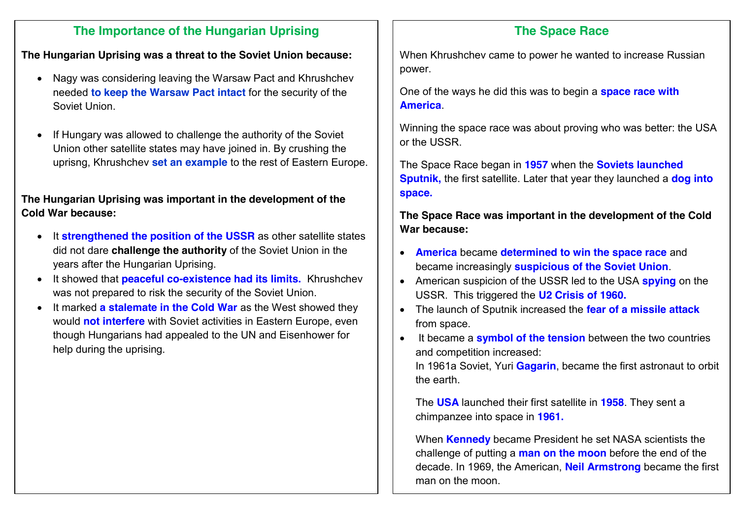## The Importance of the Hungarian Uprising

**The Hungarian Uprising was a threat to the Soviet Union because:**

- Nagy was considering leaving the Warsaw Pact and Khrushchev needed **to keep the Warsaw Pact intact** for the security of the Soviet Union.

- If Hungary was allowed to challenge the authority of the Soviet Union other satellite states may have joined in. By crushing the uprisng, Khrushchev **set an example** to the rest of Eastern Europe.

**The Hungarian Uprising was important in the development of the Cold War because:**

- It **strengthened the position of the USSR** as other satellite states did not dare **challenge the authority** of the Soviet Union in the years after the Hungarian Uprising.
- It showed that **peaceful co-existence had its limits.** Khrushchev was not prepared to risk the security of the Soviet Union.
- It marked **a stalemate in the Cold War** as the West showed they would **not interfere** with Soviet activities in Eastern Europe, even though Hungarians had appealed to the UN and Eisenhower for help during the uprising.

## The Space Race

When Khrushchev came to power he wanted to increase Russian power.

One of the ways he did this was to begin a **space race with America**.

Winning the space race was about proving who was better: the USA or the USSR.

The Space Race began in **1957** when the **Soviets launched Sputnik,** the first satellite. Later that year they launched a **dog into space.**

**The Space Race was important in the development of the Cold War because:**

- **America** became **determined to win the space race** and became increasingly **suspicious of the Soviet Union**.
- American suspicion of the USSR led to the USA **spying** on the USSR. This triggered the **U2 Crisis of 1960.**
- The launch of Sputnik increased the **fear of a missile attack** from space.
- It became a **symbol of the tension** between the two countries and competition increased:
  In 1961a Soviet, Yuri **Gagarin**, became the first astronaut to orbit the earth.

  The **USA** launched their first satellite in **1958**. They sent a chimpanzee into space in **1961.**

  When **Kennedy** became President he set NASA scientists the challenge of putting a **man on the moon** before the end of the decade. In 1969, the American, **Neil Armstrong** became the first man on the moon.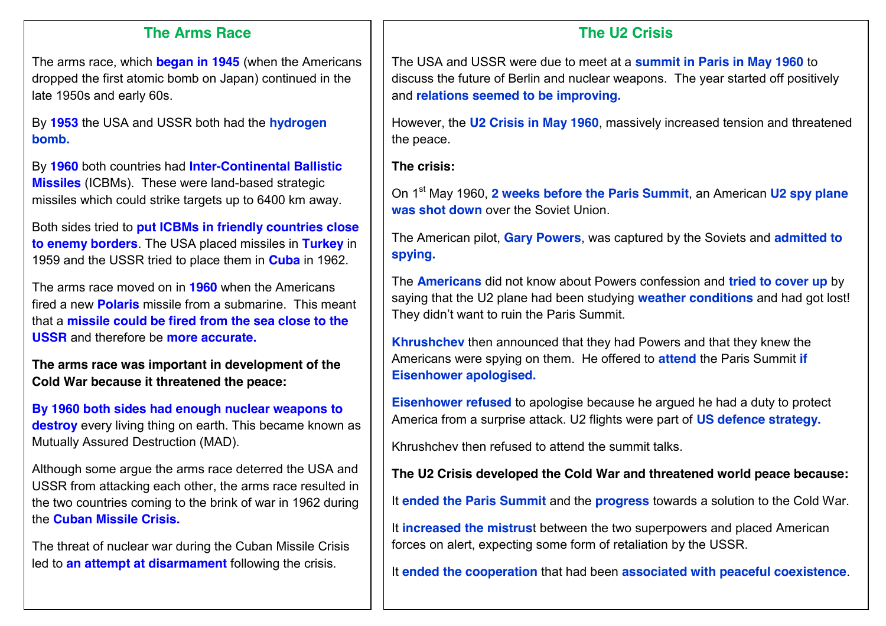## The Arms Race

The arms race, which **began in 1945** (when the Americans dropped the first atomic bomb on Japan) continued in the late 1950s and early 60s.

By **1953** the USA and USSR both had the **hydrogen bomb.**

By **1960** both countries had **Inter-Continental Ballistic Missiles** (ICBMs). These were land-based strategic missiles which could strike targets up to 6400 km away.

Both sides tried to **put ICBMs in friendly countries close to enemy borders**. The USA placed missiles in **Turkey** in 1959 and the USSR tried to place them in **Cuba** in 1962.

The arms race moved on in **1960** when the Americans fired a new **Polaris** missile from a submarine. This meant that a **missile could be fired from the sea close to the USSR** and therefore be **more accurate.**

**The arms race was important in development of the Cold War because it threatened the peace:**

**By 1960 both sides had enough nuclear weapons to destroy** every living thing on earth. This became known as Mutually Assured Destruction (MAD).

Although some argue the arms race deterred the USA and USSR from attacking each other, the arms race resulted in the two countries coming to the brink of war in 1962 during the **Cuban Missile Crisis.**

The threat of nuclear war during the Cuban Missile Crisis led to **an attempt at disarmament** following the crisis.

## The U2 Crisis

The USA and USSR were due to meet at a **summit in Paris in May 1960** to discuss the future of Berlin and nuclear weapons. The year started off positively and **relations seemed to be improving.**

However, the **U2 Crisis in May 1960**, massively increased tension and threatened the peace.

**The crisis:**

On 1st May 1960, **2 weeks before the Paris Summit**, an American **U2 spy plane was shot down** over the Soviet Union.

The American pilot, **Gary Powers**, was captured by the Soviets and **admitted to spying.**

The **Americans** did not know about Powers confession and **tried to cover up** by saying that the U2 plane had been studying **weather conditions** and had got lost! They didn't want to ruin the Paris Summit.

**Khrushchev** then announced that they had Powers and that they knew the Americans were spying on them. He offered to **attend** the Paris Summit **if Eisenhower apologised.**

**Eisenhower refused** to apologise because he argued he had a duty to protect America from a surprise attack. U2 flights were part of **US defence strategy.**

Khrushchev then refused to attend the summit talks.

**The U2 Crisis developed the Cold War and threatened world peace because:**

It **ended the Paris Summit** and the **progress** towards a solution to the Cold War.

It **increased the mistrus**t between the two superpowers and placed American forces on alert, expecting some form of retaliation by the USSR.

It **ended the cooperation** that had been **associated with peaceful coexistence**.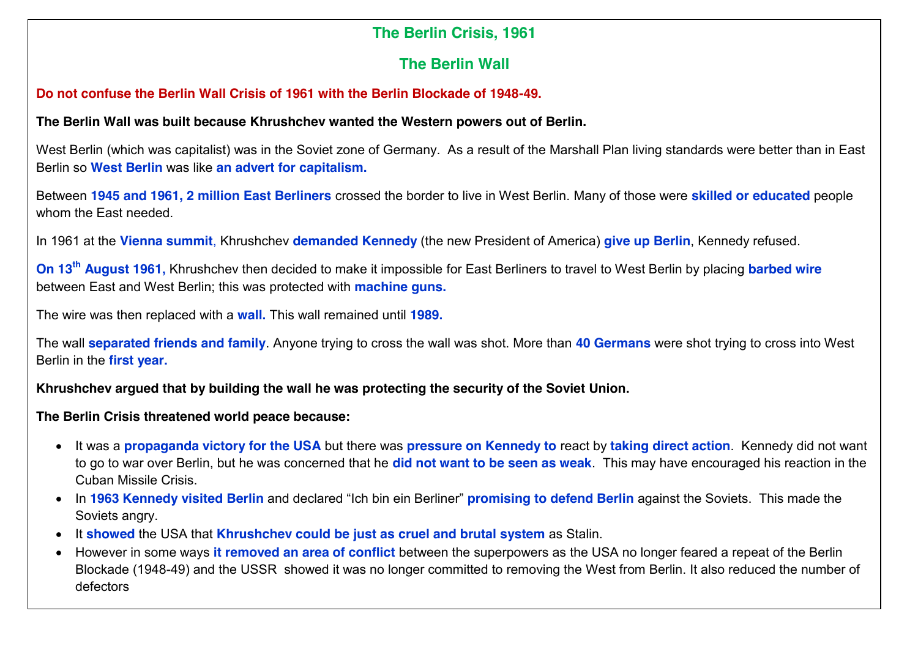## The Berlin Crisis, 1961

## The Berlin Wall

**Do not confuse the Berlin Wall Crisis of 1961 with the Berlin Blockade of 1948-49.**

**The Berlin Wall was built because Khrushchev wanted the Western powers out of Berlin.**

West Berlin (which was capitalist) was in the Soviet zone of Germany. As a result of the Marshall Plan living standards were better than in East Berlin so **West Berlin** was like **an advert for capitalism.**

Between **1945 and 1961, 2 million East Berliners** crossed the border to live in West Berlin. Many of those were **skilled or educated** people whom the East needed.

In 1961 at the **Vienna summit**, Khrushchev **demanded Kennedy** (the new President of America) **give up Berlin**, Kennedy refused.

**On 13th August 1961,** Khrushchev then decided to make it impossible for East Berliners to travel to West Berlin by placing **barbed wire** between East and West Berlin; this was protected with **machine guns.**

The wire was then replaced with a **wall.** This wall remained until **1989.**

The wall **separated friends and family**. Anyone trying to cross the wall was shot. More than **40 Germans** were shot trying to cross into West Berlin in the **first year.**

**Khrushchev argued that by building the wall he was protecting the security of the Soviet Union.**

**The Berlin Crisis threatened world peace because:**

- It was a **propaganda victory for the USA** but there was **pressure on Kennedy to** react by **taking direct action**. Kennedy did not want to go to war over Berlin, but he was concerned that he **did not want to be seen as weak**. This may have encouraged his reaction in the Cuban Missile Crisis.
- In **1963 Kennedy visited Berlin** and declared "Ich bin ein Berliner" **promising to defend Berlin** against the Soviets. This made the Soviets angry.
- It **showed** the USA that **Khrushchev could be just as cruel and brutal system** as Stalin.
- However in some ways **it removed an area of conflict** between the superpowers as the USA no longer feared a repeat of the Berlin Blockade (1948-49) and the USSR showed it was no longer committed to removing the West from Berlin. It also reduced the number of defectors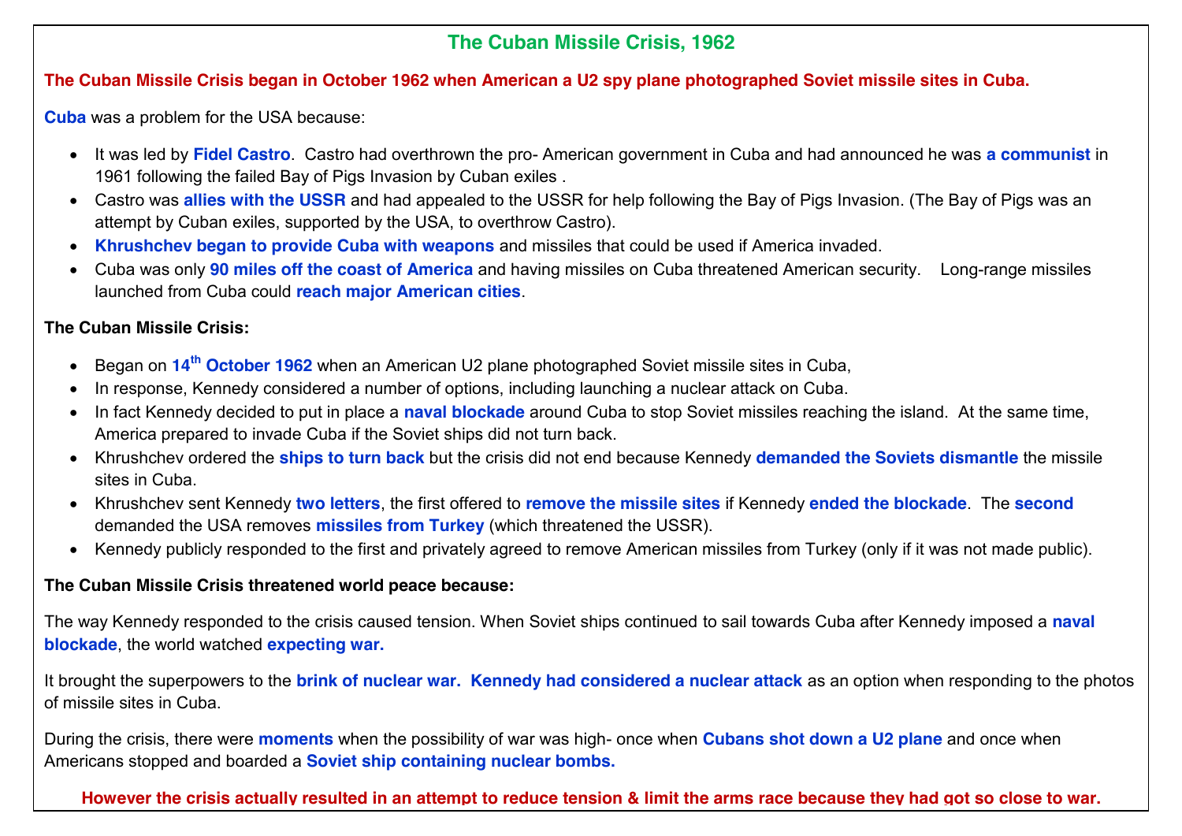# The Cuban Missile Crisis, 1962

**The Cuban Missile Crisis began in October 1962 when American a U2 spy plane photographed Soviet missile sites in Cuba.**

**Cuba** was a problem for the USA because:

- It was led by **Fidel Castro**. Castro had overthrown the pro- American government in Cuba and had announced he was **a communist** in 1961 following the failed Bay of Pigs Invasion by Cuban exiles .
- Castro was **allies with the USSR** and had appealed to the USSR for help following the Bay of Pigs Invasion. (The Bay of Pigs was an attempt by Cuban exiles, supported by the USA, to overthrow Castro).
- **Khrushchev began to provide Cuba with weapons** and missiles that could be used if America invaded.
- Cuba was only **90 miles off the coast of America** and having missiles on Cuba threatened American security. Long-range missiles launched from Cuba could **reach major American cities**.

**The Cuban Missile Crisis:**

- Began on **14th October 1962** when an American U2 plane photographed Soviet missile sites in Cuba,
- In response, Kennedy considered a number of options, including launching a nuclear attack on Cuba.
- In fact Kennedy decided to put in place a **naval blockade** around Cuba to stop Soviet missiles reaching the island. At the same time, America prepared to invade Cuba if the Soviet ships did not turn back.
- Khrushchev ordered the **ships to turn back** but the crisis did not end because Kennedy **demanded the Soviets dismantle** the missile sites in Cuba.
- Khrushchev sent Kennedy **two letters**, the first offered to **remove the missile sites** if Kennedy **ended the blockade**. The **second** demanded the USA removes **missiles from Turkey** (which threatened the USSR).
- Kennedy publicly responded to the first and privately agreed to remove American missiles from Turkey (only if it was not made public).

**The Cuban Missile Crisis threatened world peace because:**

The way Kennedy responded to the crisis caused tension. When Soviet ships continued to sail towards Cuba after Kennedy imposed a **naval blockade**, the world watched **expecting war.**

It brought the superpowers to the **brink of nuclear war. Kennedy had considered a nuclear attack** as an option when responding to the photos of missile sites in Cuba.

During the crisis, there were **moments** when the possibility of war was high- once when **Cubans shot down a U2 plane** and once when Americans stopped and boarded a **Soviet ship containing nuclear bombs.**

**However the crisis actually resulted in an attempt to reduce tension & limit the arms race because they had got so close to war.**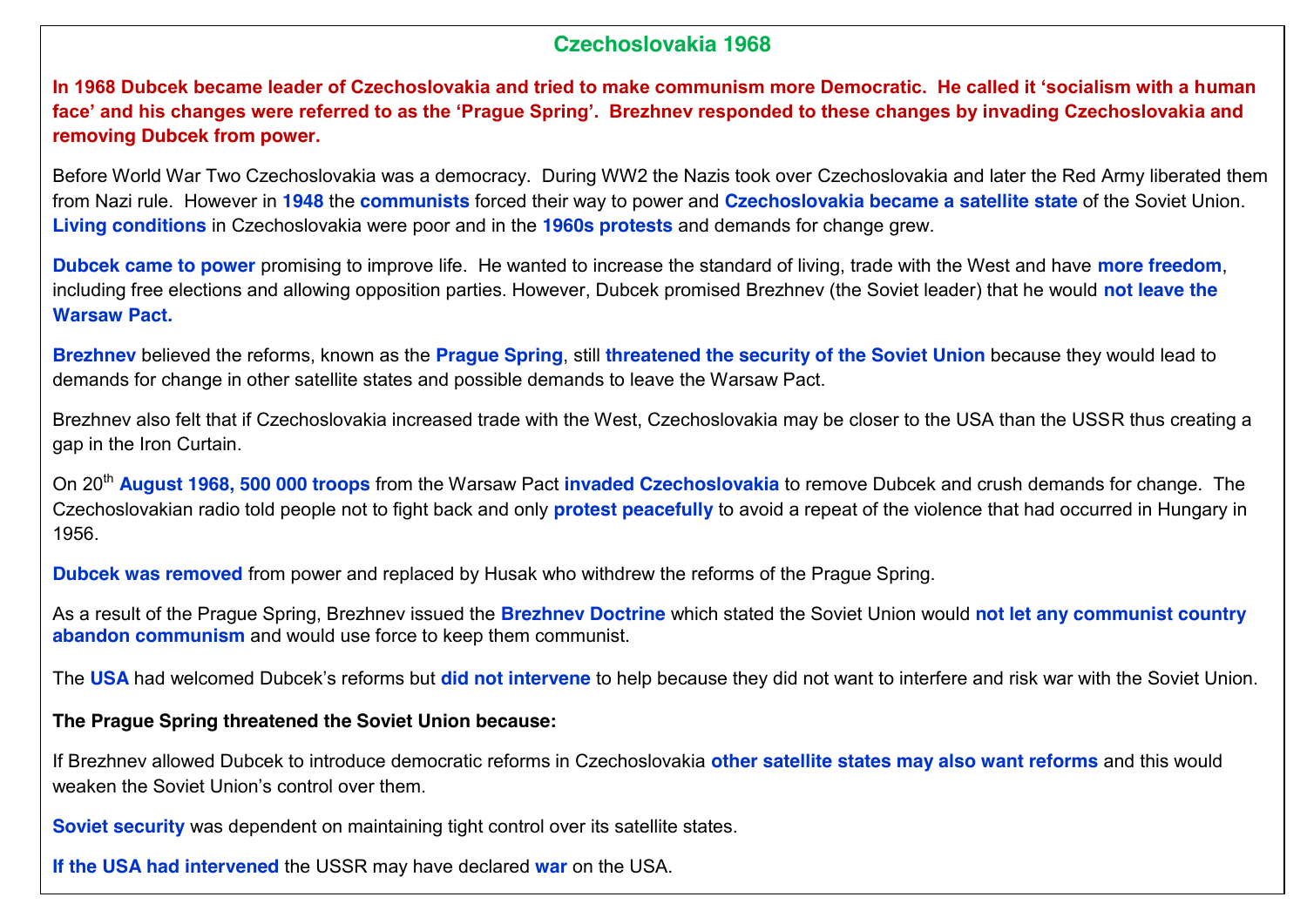# Czechoslovakia 1968

**In 1968 Dubcek became leader of Czechoslovakia and tried to make communism more Democratic. He called it 'socialism with a human face' and his changes were referred to as the 'Prague Spring'. Brezhnev responded to these changes by invading Czechoslovakia and removing Dubcek from power.**

Before World War Two Czechoslovakia was a democracy. During WW2 the Nazis took over Czechoslovakia and later the Red Army liberated them from Nazi rule. However in **1948** the **communists** forced their way to power and **Czechoslovakia became a satellite state** of the Soviet Union. **Living conditions** in Czechoslovakia were poor and in the **1960s protests** and demands for change grew.

**Dubcek came to power** promising to improve life. He wanted to increase the standard of living, trade with the West and have **more freedom**, including free elections and allowing opposition parties. However, Dubcek promised Brezhnev (the Soviet leader) that he would **not leave the Warsaw Pact.**

**Brezhnev** believed the reforms, known as the **Prague Spring**, still **threatened the security of the Soviet Union** because they would lead to demands for change in other satellite states and possible demands to leave the Warsaw Pact.

Brezhnev also felt that if Czechoslovakia increased trade with the West, Czechoslovakia may be closer to the USA than the USSR thus creating a gap in the Iron Curtain.

On 20th **August 1968, 500 000 troops** from the Warsaw Pact **invaded Czechoslovakia** to remove Dubcek and crush demands for change. The Czechoslovakian radio told people not to fight back and only **protest peacefully** to avoid a repeat of the violence that had occurred in Hungary in 1956.

**Dubcek was removed** from power and replaced by Husak who withdrew the reforms of the Prague Spring.

As a result of the Prague Spring, Brezhnev issued the **Brezhnev Doctrine** which stated the Soviet Union would **not let any communist country abandon communism** and would use force to keep them communist.

The **USA** had welcomed Dubcek's reforms but **did not intervene** to help because they did not want to interfere and risk war with the Soviet Union.

**The Prague Spring threatened the Soviet Union because:**

If Brezhnev allowed Dubcek to introduce democratic reforms in Czechoslovakia **other satellite states may also want reforms** and this would weaken the Soviet Union's control over them.

**Soviet security** was dependent on maintaining tight control over its satellite states.

**If the USA had intervened** the USSR may have declared **war** on the USA.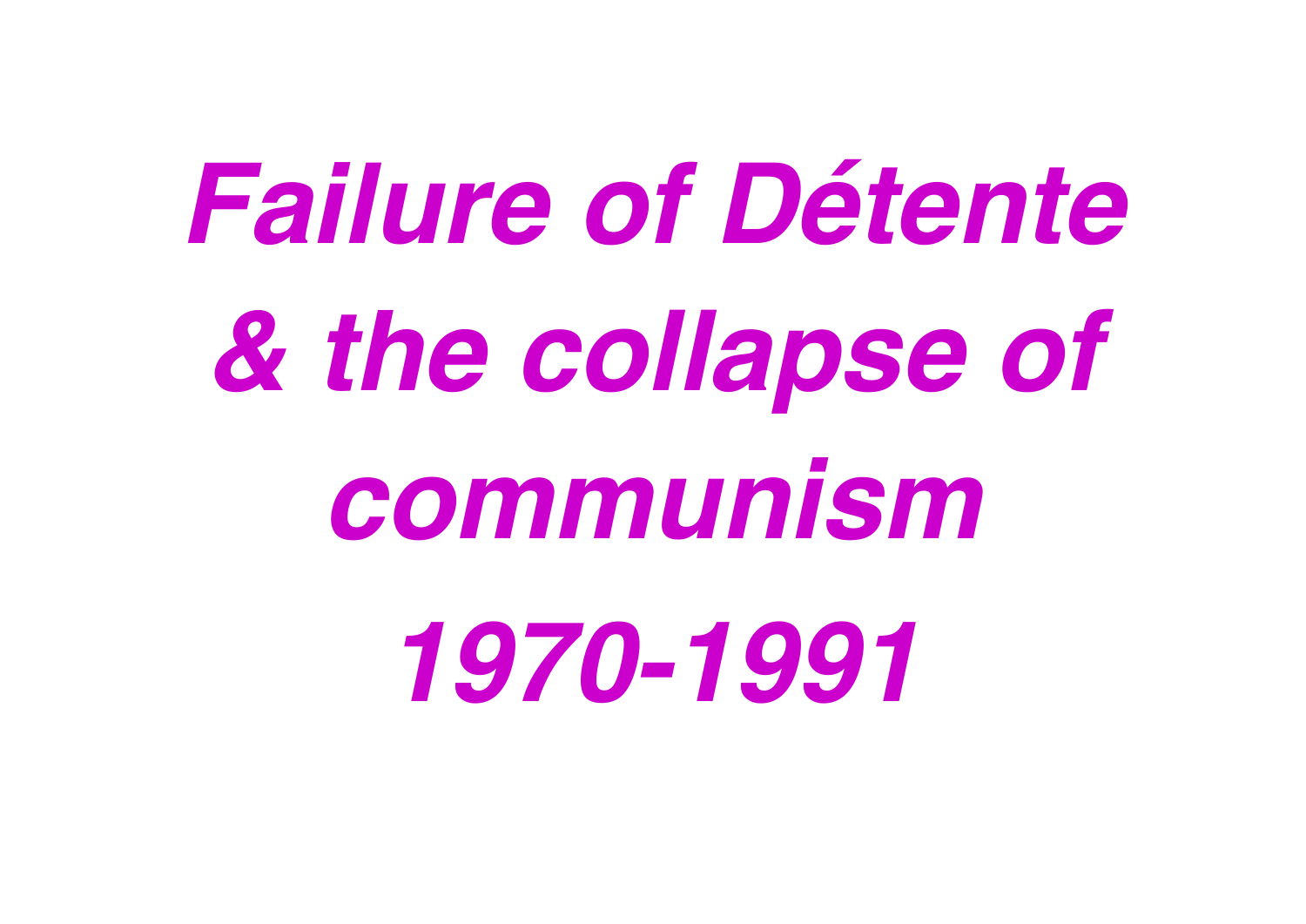# *Failure of Détente & the collapse of communism 1970-1991*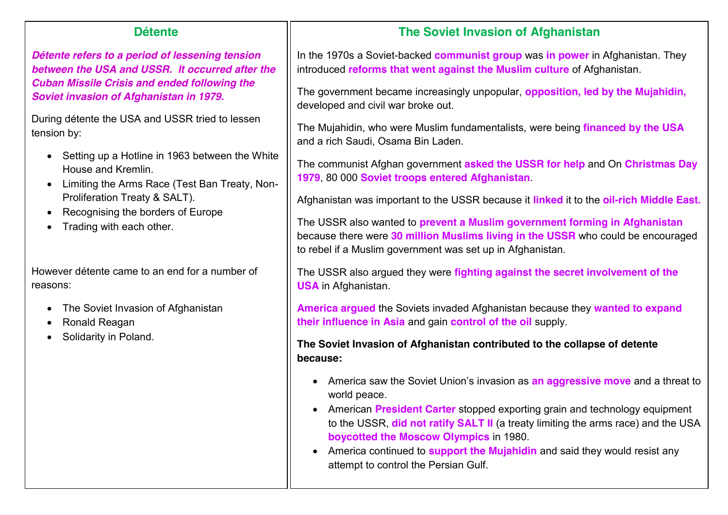## Détente

***Détente refers to a period of lessening tension between the USA and USSR. It occurred after the Cuban Missile Crisis and ended following the Soviet invasion of Afghanistan in 1979.***

During détente the USA and USSR tried to lessen tension by:

- Setting up a Hotline in 1963 between the White House and Kremlin.
- Limiting the Arms Race (Test Ban Treaty, Non-Proliferation Treaty & SALT).
- Recognising the borders of Europe
- Trading with each other.

However détente came to an end for a number of reasons:

- The Soviet Invasion of Afghanistan
- Ronald Reagan
- Solidarity in Poland.

## The Soviet Invasion of Afghanistan

In the 1970s a Soviet-backed **communist group** was **in power** in Afghanistan. They introduced **reforms that went against the Muslim culture** of Afghanistan.

The government became increasingly unpopular, **opposition, led by the Mujahidin,** developed and civil war broke out.

The Mujahidin, who were Muslim fundamentalists, were being **financed by the USA** and a rich Saudi, Osama Bin Laden.

The communist Afghan government **asked the USSR for help** and On **Christmas Day 1979**, 80 000 **Soviet troops entered Afghanistan**.

Afghanistan was important to the USSR because it **linked** it to the **oil-rich Middle East.**

The USSR also wanted to **prevent a Muslim government forming in Afghanistan** because there were **30 million Muslims living in the USSR** who could be encouraged to rebel if a Muslim government was set up in Afghanistan.

The USSR also argued they were **fighting against the secret involvement of the USA** in Afghanistan.

**America argued** the Soviets invaded Afghanistan because they **wanted to expand their influence in Asia** and gain **control of the oil** supply.

**The Soviet Invasion of Afghanistan contributed to the collapse of detente because:**

- America saw the Soviet Union's invasion as **an aggressive move** and a threat to world peace.
- American **President Carter** stopped exporting grain and technology equipment to the USSR, **did not ratify SALT II** (a treaty limiting the arms race) and the USA **boycotted the Moscow Olympics** in 1980.
- America continued to **support the Mujahidin** and said they would resist any attempt to control the Persian Gulf.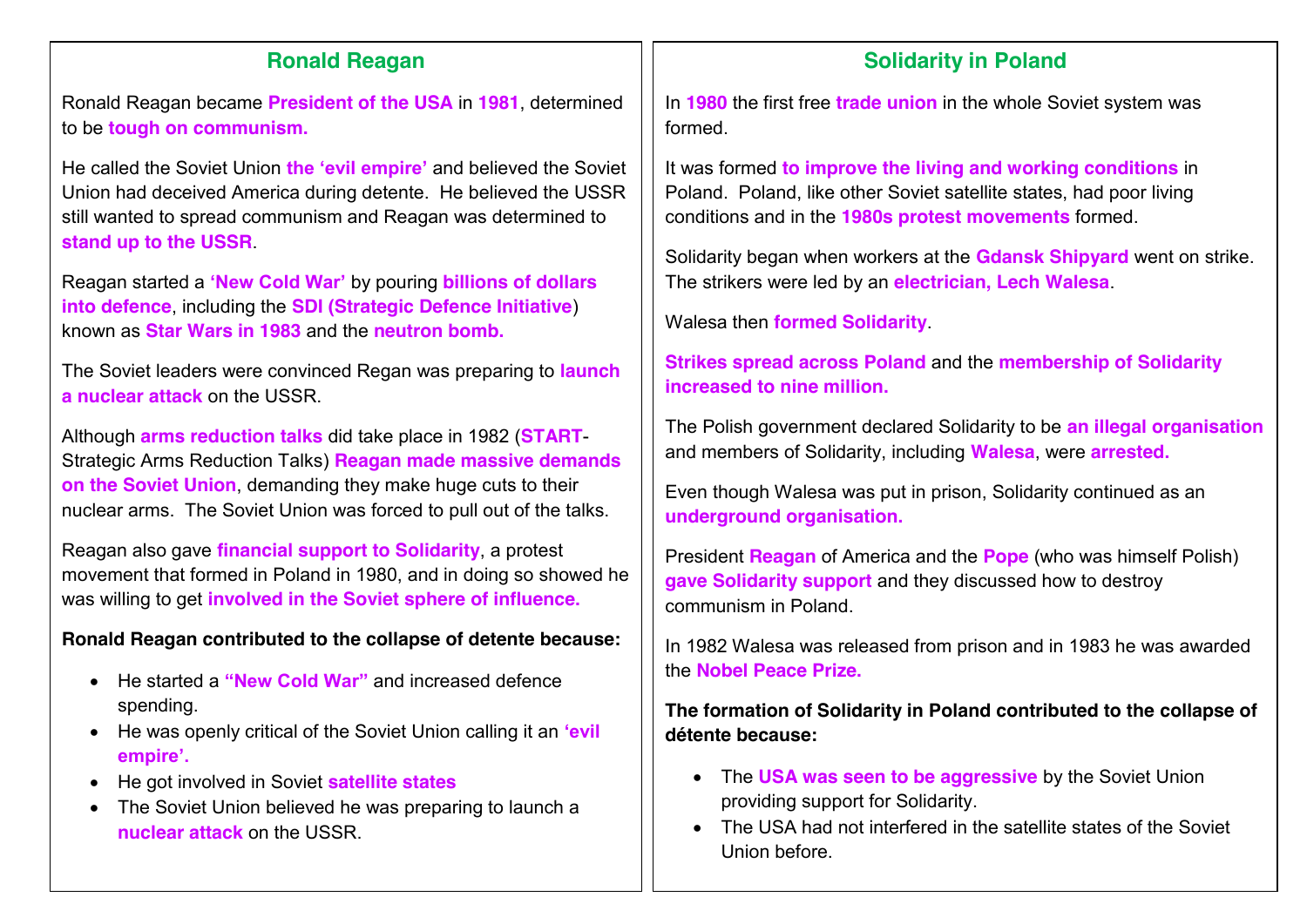## Ronald Reagan

Ronald Reagan became **President of the USA** in **1981**, determined to be **tough on communism.**

He called the Soviet Union **the 'evil empire'** and believed the Soviet Union had deceived America during detente. He believed the USSR still wanted to spread communism and Reagan was determined to **stand up to the USSR**.

Reagan started a **'New Cold War'** by pouring **billions of dollars into defence**, including the **SDI (Strategic Defence Initiative**) known as **Star Wars in 1983** and the **neutron bomb.**

The Soviet leaders were convinced Regan was preparing to **launch a nuclear attack** on the USSR.

Although **arms reduction talks** did take place in 1982 (**START**-Strategic Arms Reduction Talks) **Reagan made massive demands on the Soviet Union**, demanding they make huge cuts to their nuclear arms. The Soviet Union was forced to pull out of the talks.

Reagan also gave **financial support to Solidarity**, a protest movement that formed in Poland in 1980, and in doing so showed he was willing to get **involved in the Soviet sphere of influence.**

**Ronald Reagan contributed to the collapse of detente because:**

- He started a **"New Cold War"** and increased defence spending.
- He was openly critical of the Soviet Union calling it an **'evil empire'.**
- He got involved in Soviet **satellite states**
- The Soviet Union believed he was preparing to launch a **nuclear attack** on the USSR.

## Solidarity in Poland

In **1980** the first free **trade union** in the whole Soviet system was formed.

It was formed **to improve the living and working conditions** in Poland. Poland, like other Soviet satellite states, had poor living conditions and in the **1980s protest movements** formed.

Solidarity began when workers at the **Gdansk Shipyard** went on strike. The strikers were led by an **electrician, Lech Walesa**.

Walesa then **formed Solidarity**.

**Strikes spread across Poland** and the **membership of Solidarity increased to nine million.**

The Polish government declared Solidarity to be **an illegal organisation** and members of Solidarity, including **Walesa**, were **arrested.**

Even though Walesa was put in prison, Solidarity continued as an **underground organisation.**

President **Reagan** of America and the **Pope** (who was himself Polish) **gave Solidarity support** and they discussed how to destroy communism in Poland.

In 1982 Walesa was released from prison and in 1983 he was awarded the **Nobel Peace Prize.**

**The formation of Solidarity in Poland contributed to the collapse of détente because:**

- The **USA was seen to be aggressive** by the Soviet Union providing support for Solidarity.
- The USA had not interfered in the satellite states of the Soviet Union before.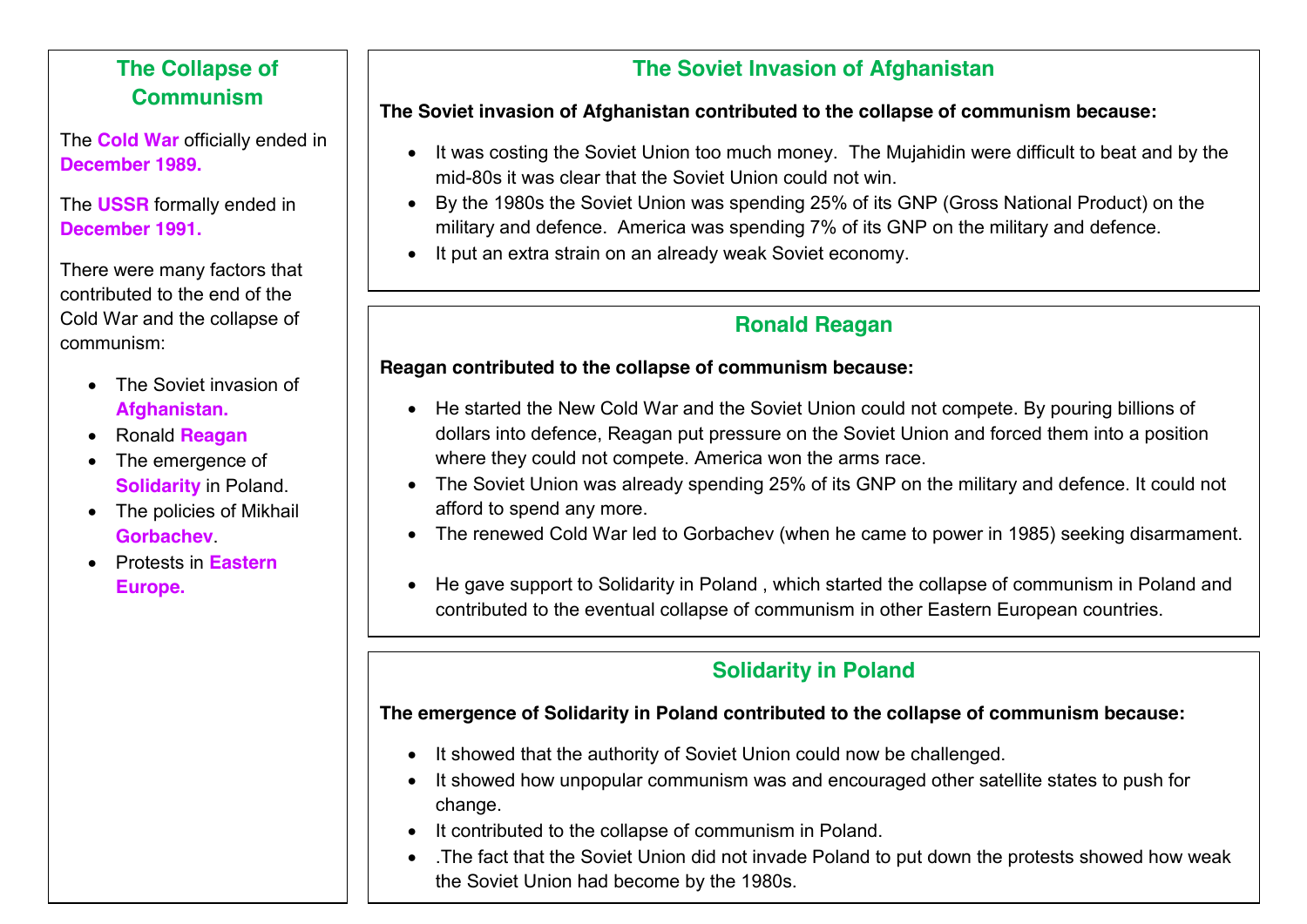## The Collapse of Communism

The **Cold War** officially ended in **December 1989.**

The **USSR** formally ended in **December 1991.**

There were many factors that contributed to the end of the Cold War and the collapse of communism:

- The Soviet invasion of **Afghanistan.**
- Ronald **Reagan**
- The emergence of **Solidarity** in Poland.
- The policies of Mikhail **Gorbachev**.
- Protests in **Eastern Europe.**

## The Soviet Invasion of Afghanistan

**The Soviet invasion of Afghanistan contributed to the collapse of communism because:**

- It was costing the Soviet Union too much money. The Mujahidin were difficult to beat and by the mid-80s it was clear that the Soviet Union could not win.
- By the 1980s the Soviet Union was spending 25% of its GNP (Gross National Product) on the military and defence. America was spending 7% of its GNP on the military and defence.
- It put an extra strain on an already weak Soviet economy.

## Ronald Reagan

**Reagan contributed to the collapse of communism because:**

- He started the New Cold War and the Soviet Union could not compete. By pouring billions of dollars into defence, Reagan put pressure on the Soviet Union and forced them into a position where they could not compete. America won the arms race.
- The Soviet Union was already spending 25% of its GNP on the military and defence. It could not afford to spend any more.
- The renewed Cold War led to Gorbachev (when he came to power in 1985) seeking disarmament.
- He gave support to Solidarity in Poland , which started the collapse of communism in Poland and contributed to the eventual collapse of communism in other Eastern European countries.

## Solidarity in Poland

**The emergence of Solidarity in Poland contributed to the collapse of communism because:**

- It showed that the authority of Soviet Union could now be challenged.
- It showed how unpopular communism was and encouraged other satellite states to push for change.
- It contributed to the collapse of communism in Poland.
- .The fact that the Soviet Union did not invade Poland to put down the protests showed how weak the Soviet Union had become by the 1980s.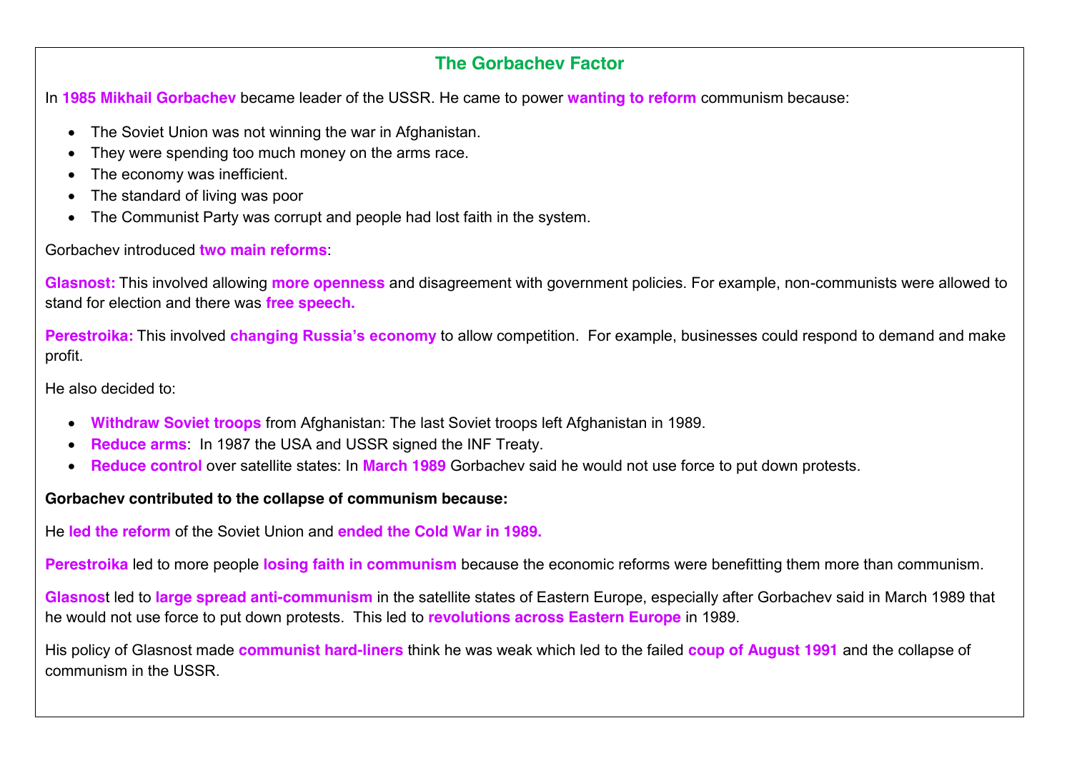## The Gorbachev Factor

In **1985 Mikhail Gorbachev** became leader of the USSR. He came to power **wanting to reform** communism because:

- The Soviet Union was not winning the war in Afghanistan.
- They were spending too much money on the arms race.
- The economy was inefficient.
- The standard of living was poor
- The Communist Party was corrupt and people had lost faith in the system.

Gorbachev introduced **two main reforms**:

**Glasnost:** This involved allowing **more openness** and disagreement with government policies. For example, non-communists were allowed to stand for election and there was **free speech.**

**Perestroika:** This involved **changing Russia's economy** to allow competition. For example, businesses could respond to demand and make profit.

He also decided to:

- **Withdraw Soviet troops** from Afghanistan: The last Soviet troops left Afghanistan in 1989.
- **Reduce arms**: In 1987 the USA and USSR signed the INF Treaty.
- **Reduce control** over satellite states: In **March 1989** Gorbachev said he would not use force to put down protests.

**Gorbachev contributed to the collapse of communism because:**

He **led the reform** of the Soviet Union and **ended the Cold War in 1989.**

**Perestroika** led to more people **losing faith in communism** because the economic reforms were benefitting them more than communism.

**Glasnos**t led to **large spread anti-communism** in the satellite states of Eastern Europe, especially after Gorbachev said in March 1989 that he would not use force to put down protests. This led to **revolutions across Eastern Europe** in 1989.

His policy of Glasnost made **communist hard-liners** think he was weak which led to the failed **coup of August 1991** and the collapse of communism in the USSR.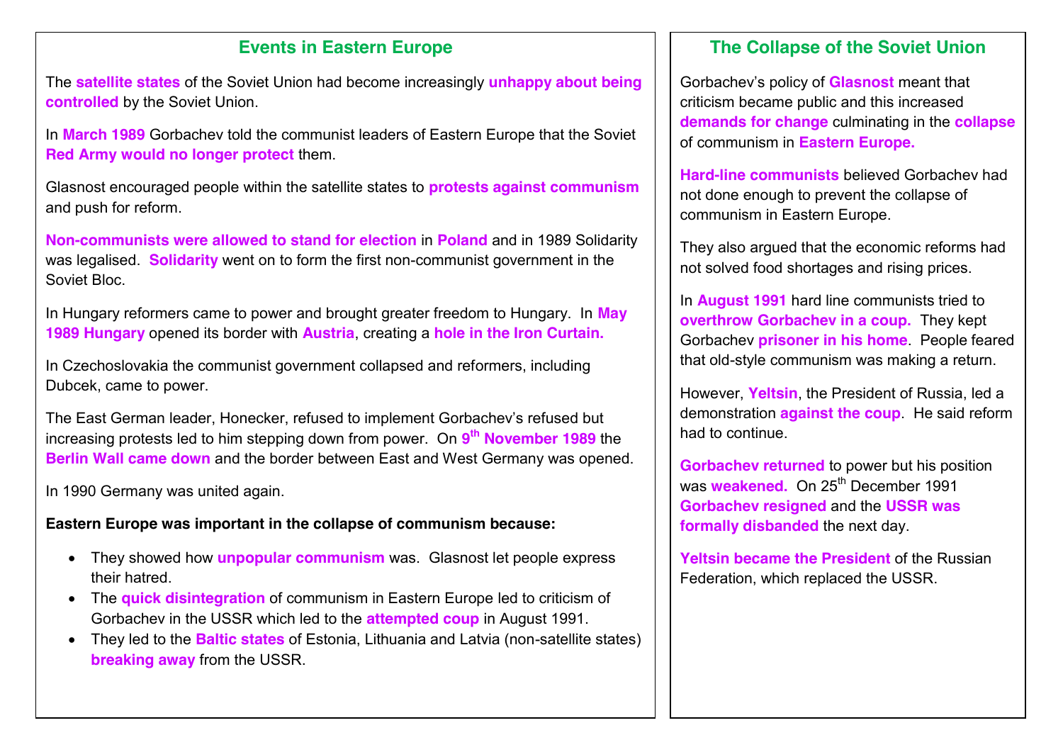## Events in Eastern Europe

The **satellite states** of the Soviet Union had become increasingly **unhappy about being controlled** by the Soviet Union.

In **March 1989** Gorbachev told the communist leaders of Eastern Europe that the Soviet **Red Army would no longer protect** them.

Glasnost encouraged people within the satellite states to **protests against communism** and push for reform.

**Non-communists were allowed to stand for election** in **Poland** and in 1989 Solidarity was legalised. **Solidarity** went on to form the first non-communist government in the Soviet Bloc.

In Hungary reformers came to power and brought greater freedom to Hungary. In **May 1989 Hungary** opened its border with **Austria**, creating a **hole in the Iron Curtain.**

In Czechoslovakia the communist government collapsed and reformers, including Dubcek, came to power.

The East German leader, Honecker, refused to implement Gorbachev's refused but increasing protests led to him stepping down from power. On **9th November 1989** the **Berlin Wall came down** and the border between East and West Germany was opened.

In 1990 Germany was united again.

**Eastern Europe was important in the collapse of communism because:**

- They showed how **unpopular communism** was. Glasnost let people express their hatred.
- The **quick disintegration** of communism in Eastern Europe led to criticism of Gorbachev in the USSR which led to the **attempted coup** in August 1991.
- They led to the **Baltic states** of Estonia, Lithuania and Latvia (non-satellite states) **breaking away** from the USSR.

## The Collapse of the Soviet Union

Gorbachev's policy of **Glasnost** meant that criticism became public and this increased **demands for change** culminating in the **collapse** of communism in **Eastern Europe.**

**Hard-line communists** believed Gorbachev had not done enough to prevent the collapse of communism in Eastern Europe.

They also argued that the economic reforms had not solved food shortages and rising prices.

In **August 1991** hard line communists tried to **overthrow Gorbachev in a coup.** They kept Gorbachev **prisoner in his home**. People feared that old-style communism was making a return.

However, **Yeltsin**, the President of Russia, led a demonstration **against the coup**. He said reform had to continue.

**Gorbachev returned** to power but his position was **weakened.** On 25th December 1991 **Gorbachev resigned** and the **USSR was formally disbanded** the next day.

**Yeltsin became the President** of the Russian Federation, which replaced the USSR.